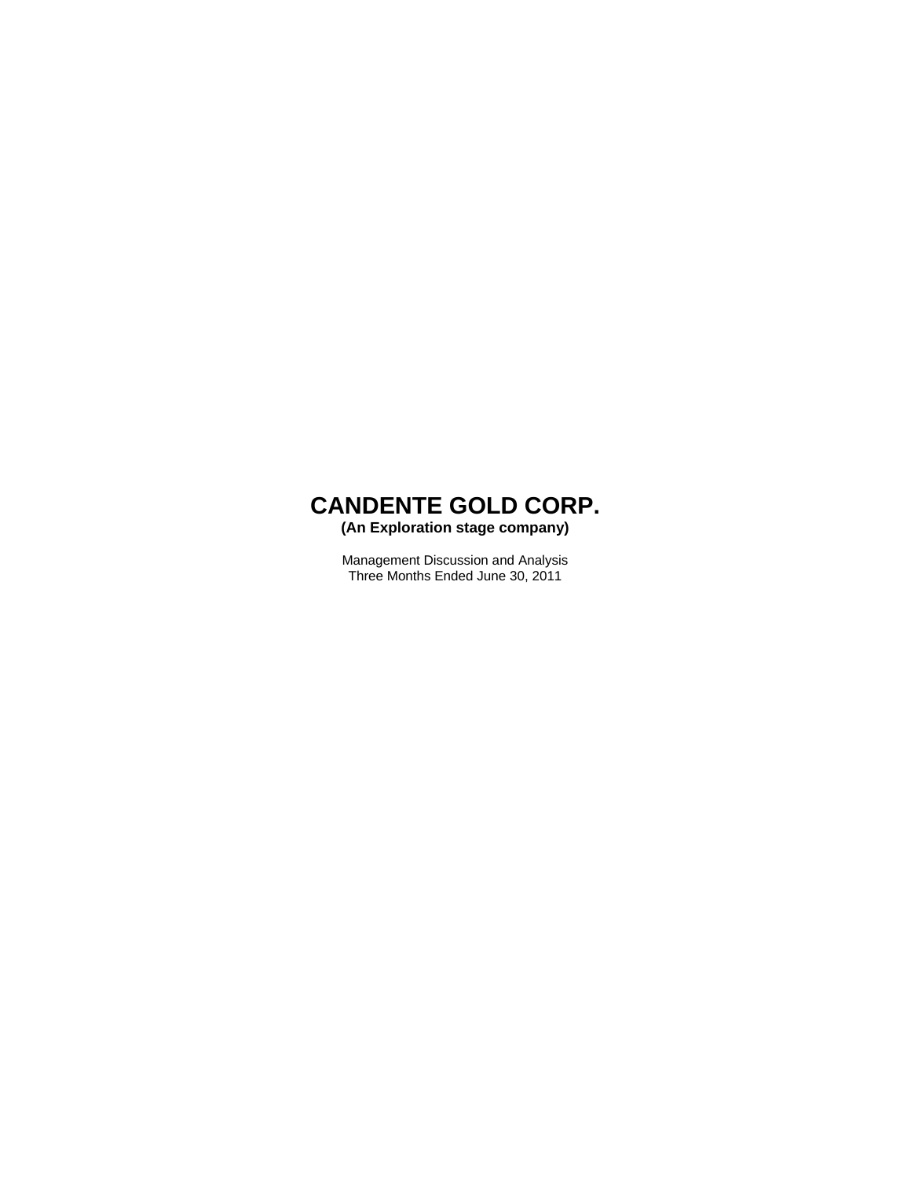# CANDENTE GOLD CORP.

**(An Exploration stage company)**

Management Discussion and Analysis
Three Months Ended June 30, 2011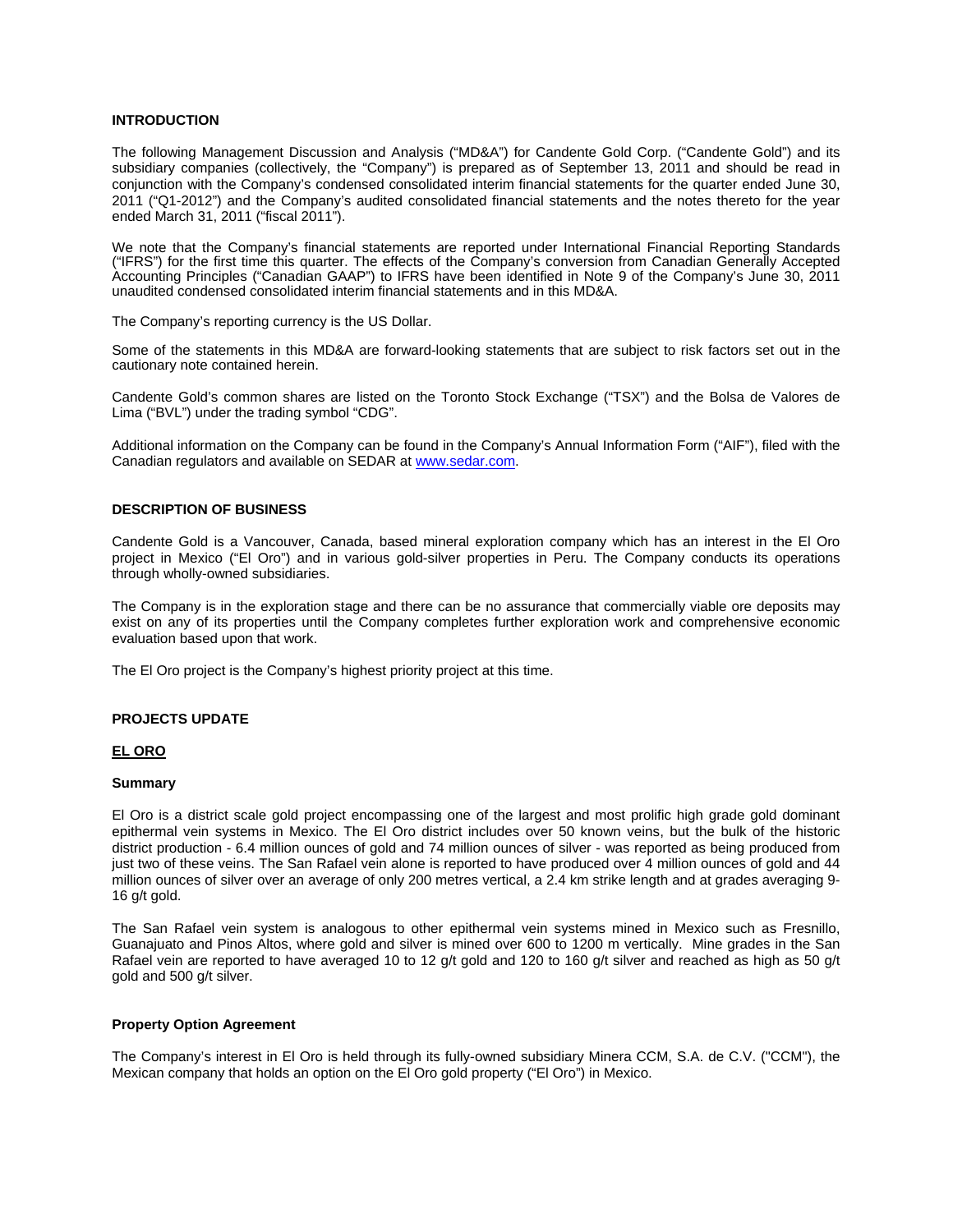## INTRODUCTION

The following Management Discussion and Analysis ("MD&A") for Candente Gold Corp. ("Candente Gold") and its subsidiary companies (collectively, the "Company") is prepared as of September 13, 2011 and should be read in conjunction with the Company's condensed consolidated interim financial statements for the quarter ended June 30, 2011 ("Q1-2012") and the Company's audited consolidated financial statements and the notes thereto for the year ended March 31, 2011 ("fiscal 2011").

We note that the Company's financial statements are reported under International Financial Reporting Standards ("IFRS") for the first time this quarter. The effects of the Company's conversion from Canadian Generally Accepted Accounting Principles ("Canadian GAAP") to IFRS have been identified in Note 9 of the Company's June 30, 2011 unaudited condensed consolidated interim financial statements and in this MD&A.

The Company's reporting currency is the US Dollar.

Some of the statements in this MD&A are forward-looking statements that are subject to risk factors set out in the cautionary note contained herein.

Candente Gold's common shares are listed on the Toronto Stock Exchange ("TSX") and the Bolsa de Valores de Lima ("BVL") under the trading symbol "CDG".

Additional information on the Company can be found in the Company's Annual Information Form ("AIF"), filed with the Canadian regulators and available on SEDAR at www.sedar.com.

## DESCRIPTION OF BUSINESS

Candente Gold is a Vancouver, Canada, based mineral exploration company which has an interest in the El Oro project in Mexico ("El Oro") and in various gold-silver properties in Peru. The Company conducts its operations through wholly-owned subsidiaries.

The Company is in the exploration stage and there can be no assurance that commercially viable ore deposits may exist on any of its properties until the Company completes further exploration work and comprehensive economic evaluation based upon that work.

The El Oro project is the Company's highest priority project at this time.

## PROJECTS UPDATE

### EL ORO

#### Summary

El Oro is a district scale gold project encompassing one of the largest and most prolific high grade gold dominant epithermal vein systems in Mexico. The El Oro district includes over 50 known veins, but the bulk of the historic district production - 6.4 million ounces of gold and 74 million ounces of silver - was reported as being produced from just two of these veins. The San Rafael vein alone is reported to have produced over 4 million ounces of gold and 44 million ounces of silver over an average of only 200 metres vertical, a 2.4 km strike length and at grades averaging 9-16 g/t gold.

The San Rafael vein system is analogous to other epithermal vein systems mined in Mexico such as Fresnillo, Guanajuato and Pinos Altos, where gold and silver is mined over 600 to 1200 m vertically. Mine grades in the San Rafael vein are reported to have averaged 10 to 12 g/t gold and 120 to 160 g/t silver and reached as high as 50 g/t gold and 500 g/t silver.

#### Property Option Agreement

The Company's interest in El Oro is held through its fully-owned subsidiary Minera CCM, S.A. de C.V. ("CCM"), the Mexican company that holds an option on the El Oro gold property ("El Oro") in Mexico.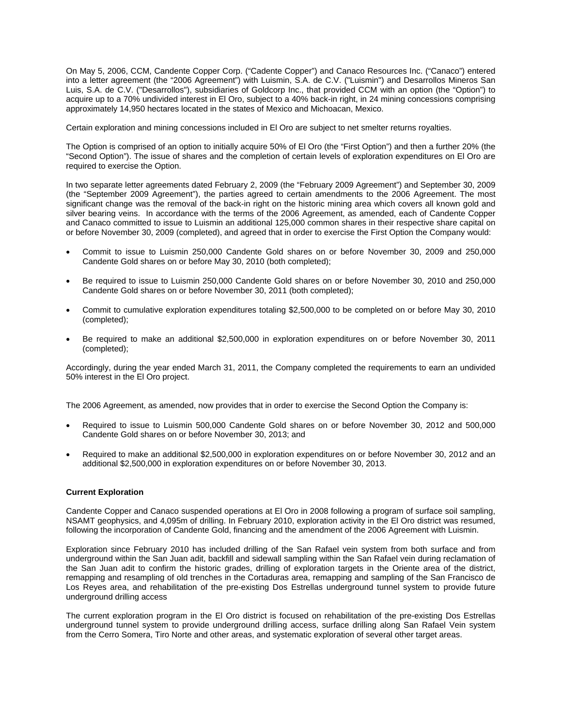On May 5, 2006, CCM, Candente Copper Corp. ("Cadente Copper") and Canaco Resources Inc. ("Canaco") entered into a letter agreement (the "2006 Agreement") with Luismin, S.A. de C.V. ("Luismin") and Desarrollos Mineros San Luis, S.A. de C.V. ("Desarrollos"), subsidiaries of Goldcorp Inc., that provided CCM with an option (the "Option") to acquire up to a 70% undivided interest in El Oro, subject to a 40% back-in right, in 24 mining concessions comprising approximately 14,950 hectares located in the states of Mexico and Michoacan, Mexico.

Certain exploration and mining concessions included in El Oro are subject to net smelter returns royalties.

The Option is comprised of an option to initially acquire 50% of El Oro (the "First Option") and then a further 20% (the "Second Option"). The issue of shares and the completion of certain levels of exploration expenditures on El Oro are required to exercise the Option.

In two separate letter agreements dated February 2, 2009 (the "February 2009 Agreement") and September 30, 2009 (the "September 2009 Agreement"), the parties agreed to certain amendments to the 2006 Agreement. The most significant change was the removal of the back-in right on the historic mining area which covers all known gold and silver bearing veins. In accordance with the terms of the 2006 Agreement, as amended, each of Candente Copper and Canaco committed to issue to Luismin an additional 125,000 common shares in their respective share capital on or before November 30, 2009 (completed), and agreed that in order to exercise the First Option the Company would:

- Commit to issue to Luismin 250,000 Candente Gold shares on or before November 30, 2009 and 250,000 Candente Gold shares on or before May 30, 2010 (both completed);
- Be required to issue to Luismin 250,000 Candente Gold shares on or before November 30, 2010 and 250,000 Candente Gold shares on or before November 30, 2011 (both completed);
- Commit to cumulative exploration expenditures totaling $2,500,000 to be completed on or before May 30, 2010 (completed);
- Be required to make an additional $2,500,000 in exploration expenditures on or before November 30, 2011 (completed);

Accordingly, during the year ended March 31, 2011, the Company completed the requirements to earn an undivided 50% interest in the El Oro project.

The 2006 Agreement, as amended, now provides that in order to exercise the Second Option the Company is:

- Required to issue to Luismin 500,000 Candente Gold shares on or before November 30, 2012 and 500,000 Candente Gold shares on or before November 30, 2013; and
- Required to make an additional $2,500,000 in exploration expenditures on or before November 30, 2012 and an additional $2,500,000 in exploration expenditures on or before November 30, 2013.

**Current Exploration**

Candente Copper and Canaco suspended operations at El Oro in 2008 following a program of surface soil sampling, NSAMT geophysics, and 4,095m of drilling. In February 2010, exploration activity in the El Oro district was resumed, following the incorporation of Candente Gold, financing and the amendment of the 2006 Agreement with Luismin.

Exploration since February 2010 has included drilling of the San Rafael vein system from both surface and from underground within the San Juan adit, backfill and sidewall sampling within the San Rafael vein during reclamation of the San Juan adit to confirm the historic grades, drilling of exploration targets in the Oriente area of the district, remapping and resampling of old trenches in the Cortaduras area, remapping and sampling of the San Francisco de Los Reyes area, and rehabilitation of the pre-existing Dos Estrellas underground tunnel system to provide future underground drilling access

The current exploration program in the El Oro district is focused on rehabilitation of the pre-existing Dos Estrellas underground tunnel system to provide underground drilling access, surface drilling along San Rafael Vein system from the Cerro Somera, Tiro Norte and other areas, and systematic exploration of several other target areas.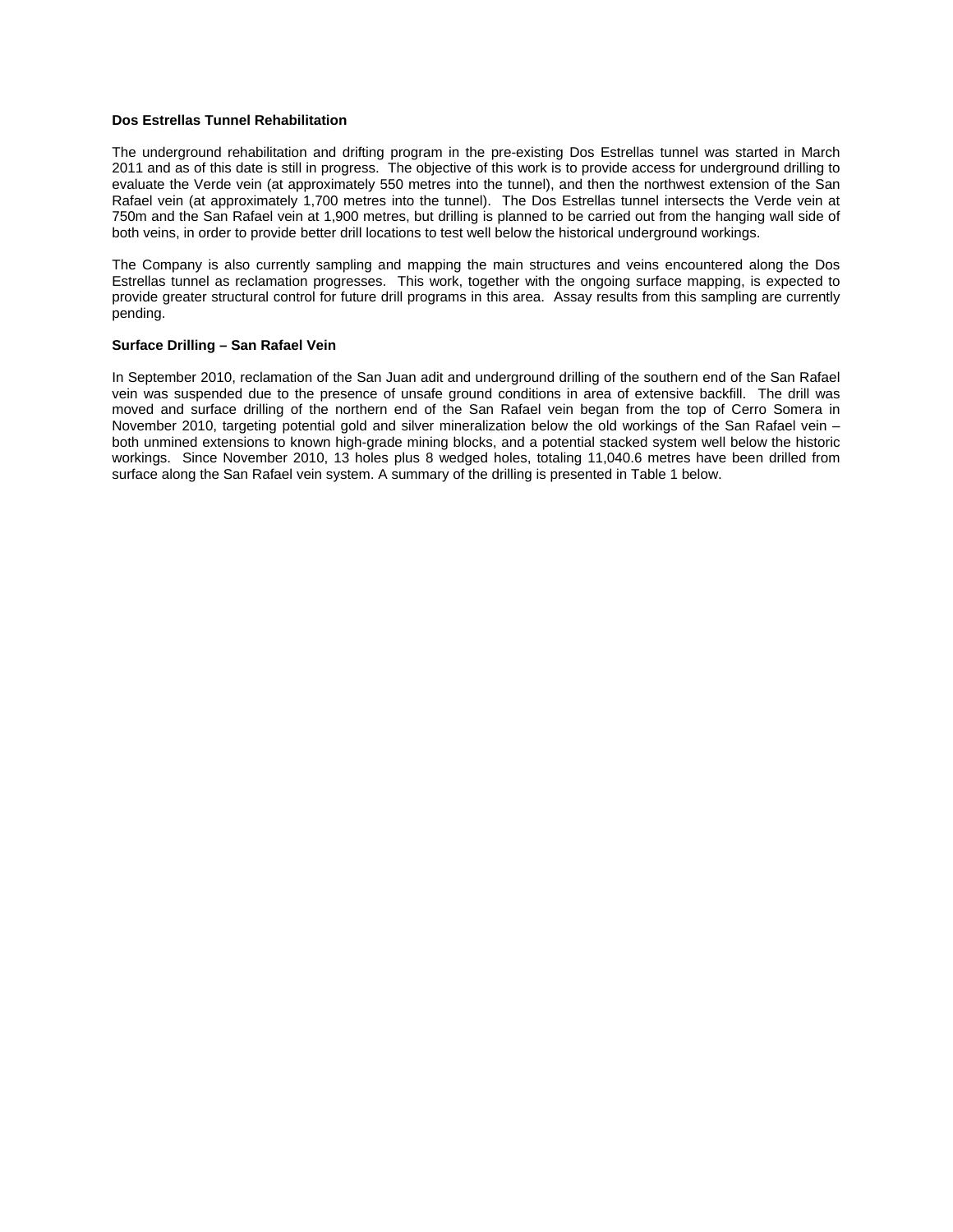**Dos Estrellas Tunnel Rehabilitation**

The underground rehabilitation and drifting program in the pre-existing Dos Estrellas tunnel was started in March 2011 and as of this date is still in progress. The objective of this work is to provide access for underground drilling to evaluate the Verde vein (at approximately 550 metres into the tunnel), and then the northwest extension of the San Rafael vein (at approximately 1,700 metres into the tunnel). The Dos Estrellas tunnel intersects the Verde vein at 750m and the San Rafael vein at 1,900 metres, but drilling is planned to be carried out from the hanging wall side of both veins, in order to provide better drill locations to test well below the historical underground workings.

The Company is also currently sampling and mapping the main structures and veins encountered along the Dos Estrellas tunnel as reclamation progresses. This work, together with the ongoing surface mapping, is expected to provide greater structural control for future drill programs in this area. Assay results from this sampling are currently pending.

**Surface Drilling – San Rafael Vein**

In September 2010, reclamation of the San Juan adit and underground drilling of the southern end of the San Rafael vein was suspended due to the presence of unsafe ground conditions in area of extensive backfill. The drill was moved and surface drilling of the northern end of the San Rafael vein began from the top of Cerro Somera in November 2010, targeting potential gold and silver mineralization below the old workings of the San Rafael vein – both unmined extensions to known high-grade mining blocks, and a potential stacked system well below the historic workings. Since November 2010, 13 holes plus 8 wedged holes, totaling 11,040.6 metres have been drilled from surface along the San Rafael vein system. A summary of the drilling is presented in Table 1 below.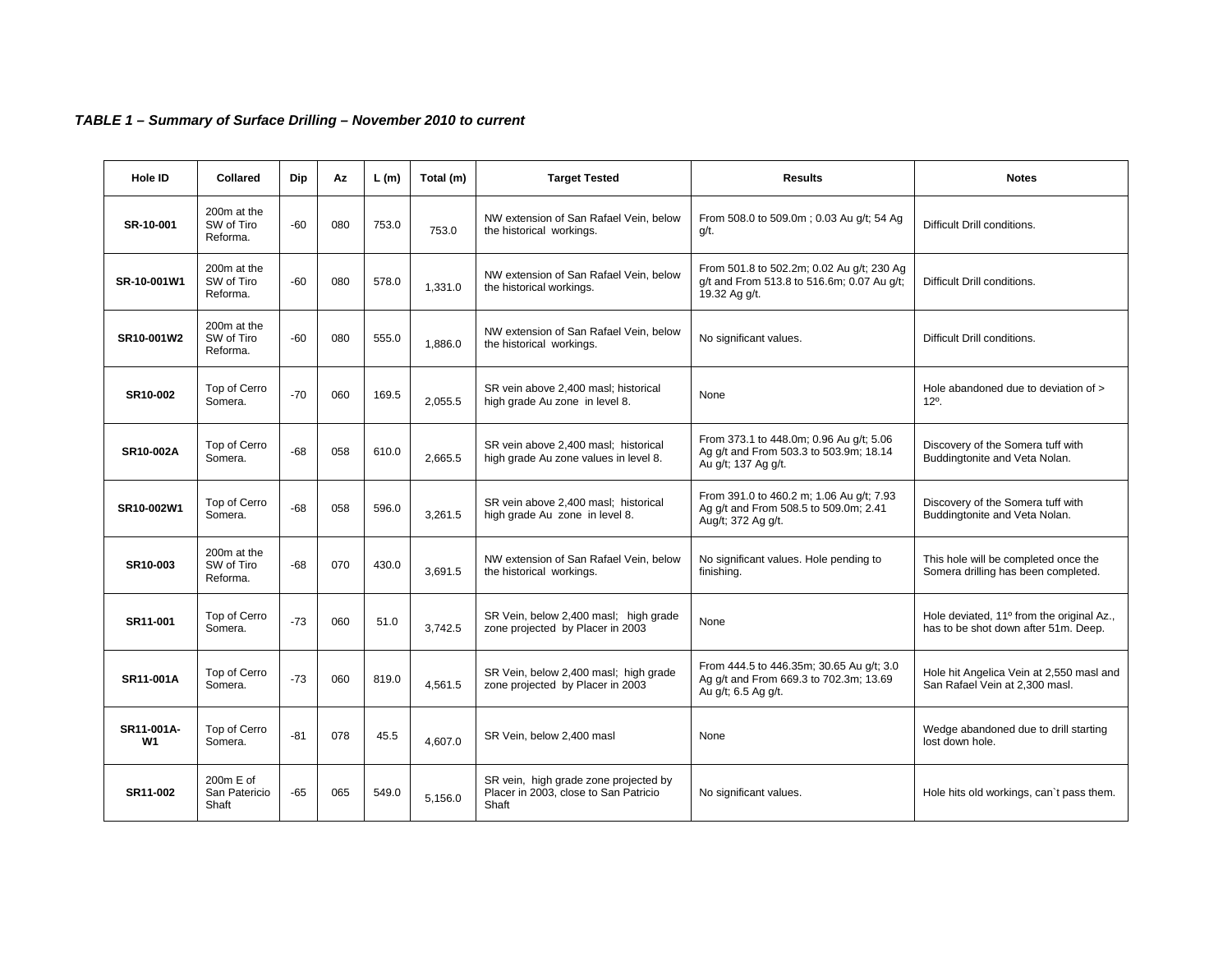***TABLE 1 – Summary of Surface Drilling – November 2010 to current***

| Hole ID | Collared | Dip | Az | L (m) | Total (m) | Target Tested | Results | Notes |
|---|---|---|---|---|---|---|---|---|
| **SR-10-001** | 200m at the SW of Tiro Reforma. | -60 | 080 | 753.0 | 753.0 | NW extension of San Rafael Vein, below the historical workings. | From 508.0 to 509.0m ; 0.03 Au g/t; 54 Ag g/t. | Difficult Drill conditions. |
| **SR-10-001W1** | 200m at the SW of Tiro Reforma. | -60 | 080 | 578.0 | 1,331.0 | NW extension of San Rafael Vein, below the historical workings. | From 501.8 to 502.2m; 0.02 Au g/t; 230 Ag g/t and From 513.8 to 516.6m; 0.07 Au g/t; 19.32 Ag g/t. | Difficult Drill conditions. |
| **SR10-001W2** | 200m at the SW of Tiro Reforma. | -60 | 080 | 555.0 | 1,886.0 | NW extension of San Rafael Vein, below the historical workings. | No significant values. | Difficult Drill conditions. |
| **SR10-002** | Top of Cerro Somera. | -70 | 060 | 169.5 | 2,055.5 | SR vein above 2,400 masl; historical high grade Au zone in level 8. | None | Hole abandoned due to deviation of > 12º. |
| **SR10-002A** | Top of Cerro Somera. | -68 | 058 | 610.0 | 2,665.5 | SR vein above 2,400 masl; historical high grade Au zone values in level 8. | From 373.1 to 448.0m; 0.96 Au g/t; 5.06 Ag g/t and From 503.3 to 503.9m; 18.14 Au g/t; 137 Ag g/t. | Discovery of the Somera tuff with Buddingtonite and Veta Nolan. |
| **SR10-002W1** | Top of Cerro Somera. | -68 | 058 | 596.0 | 3,261.5 | SR vein above 2,400 masl; historical high grade Au zone in level 8. | From 391.0 to 460.2 m; 1.06 Au g/t; 7.93 Ag g/t and From 508.5 to 509.0m; 2.41 Aug/t; 372 Ag g/t. | Discovery of the Somera tuff with Buddingtonite and Veta Nolan. |
| **SR10-003** | 200m at the SW of Tiro Reforma. | -68 | 070 | 430.0 | 3,691.5 | NW extension of San Rafael Vein, below the historical workings. | No significant values. Hole pending to finishing. | This hole will be completed once the Somera drilling has been completed. |
| **SR11-001** | Top of Cerro Somera. | -73 | 060 | 51.0 | 3,742.5 | SR Vein, below 2,400 masl; high grade zone projected by Placer in 2003 | None | Hole deviated, 11º from the original Az., has to be shot down after 51m. Deep. |
| **SR11-001A** | Top of Cerro Somera. | -73 | 060 | 819.0 | 4,561.5 | SR Vein, below 2,400 masl; high grade zone projected by Placer in 2003 | From 444.5 to 446.35m; 30.65 Au g/t; 3.0 Ag g/t and From 669.3 to 702.3m; 13.69 Au g/t; 6.5 Ag g/t. | Hole hit Angelica Vein at 2,550 masl and San Rafael Vein at 2,300 masl. |
| **SR11-001A-W1** | Top of Cerro Somera. | -81 | 078 | 45.5 | 4,607.0 | SR Vein, below 2,400 masl | None | Wedge abandoned due to drill starting lost down hole. |
| **SR11-002** | 200m E of San Patericio Shaft | -65 | 065 | 549.0 | 5,156.0 | SR vein, high grade zone projected by Placer in 2003, close to San Patricio Shaft | No significant values. | Hole hits old workings, can`t pass them. |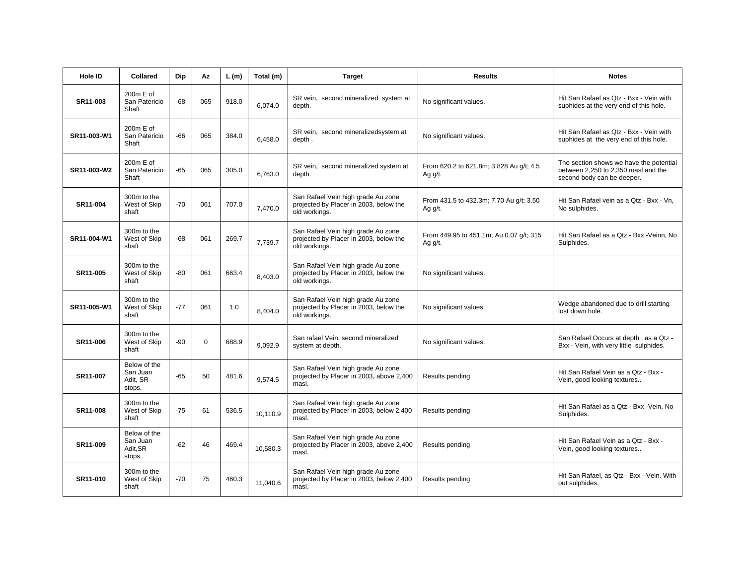| Hole ID | Collared | Dip | Az | L (m) | Total (m) | Target | Results | Notes |
|---|---|---|---|---|---|---|---|---|
| **SR11-003** | 200m E of San Patericio Shaft | -68 | 065 | 918.0 | 6,074.0 | SR vein, second mineralized system at depth. | No significant values. | Hit San Rafael as Qtz - Bxx - Vein with suphides at the very end of this hole. |
| **SR11-003-W1** | 200m E of San Patericio Shaft | -66 | 065 | 384.0 | 6,458.0 | SR vein, second mineralizedsystem at depth . | No significant values. | Hit San Rafael as Qtz - Bxx - Vein with suphides at the very end of this hole. |
| **SR11-003-W2** | 200m E of San Patericio Shaft | -65 | 065 | 305.0 | 6,763.0 | SR vein, second mineralized system at depth. | From 620.2 to 621.8m; 3.828 Au g/t; 4.5 Ag g/t. | The section shows we have the potential between 2,250 to 2,350 masl and the second body can be deeper. |
| **SR11-004** | 300m to the West of Skip shaft | -70 | 061 | 707.0 | 7,470.0 | San Rafael Vein high grade Au zone projected by Placer in 2003, below the old workings. | From 431.5 to 432.3m; 7.70 Au g/t; 3.50 Ag g/t. | Hit San Rafael vein as a Qtz - Bxx - Vn, No sulphides. |
| **SR11-004-W1** | 300m to the West of Skip shaft | -68 | 061 | 269.7 | 7,739.7 | San Rafael Vein high grade Au zone projected by Placer in 2003, below the old workings. | From 449.95 to 451.1m; Au 0.07 g/t; 315 Ag g/t. | Hit San Rafael as a Qtz - Bxx -Veinn, No Sulphides. |
| **SR11-005** | 300m to the West of Skip shaft | -80 | 061 | 663.4 | 8,403.0 | San Rafael Vein high grade Au zone projected by Placer in 2003, below the old workings. | No significant values. | |
| **SR11-005-W1** | 300m to the West of Skip shaft | -77 | 061 | 1.0 | 8,404.0 | San Rafael Vein high grade Au zone projected by Placer in 2003, below the old workings. | No significant values. | Wedge abandoned due to drill starting lost down hole. |
| **SR11-006** | 300m to the West of Skip shaft | -90 | 0 | 688.9 | 9,092.9 | San rafael Vein, second mineralized system at depth. | No significant values. | San Rafael Occurs at depth , as a Qtz - Bxx - Vein, with very little sulphides. |
| **SR11-007** | Below of the San Juan Adit, SR stops. | -65 | 50 | 481.6 | 9,574.5 | San Rafael Vein high grade Au zone projected by Placer in 2003, above 2,400 masl. | Results pending | Hit San Rafael Vein as a Qtz - Bxx - Vein, good looking textures.. |
| **SR11-008** | 300m to the West of Skip shaft | -75 | 61 | 536.5 | 10,110.9 | San Rafael Vein high grade Au zone projected by Placer in 2003, below 2,400 masl. | Results pending | Hit San Rafael as a Qtz - Bxx -Vein, No Sulphides. |
| **SR11-009** | Below of the San Juan Adit,SR stops. | -62 | 46 | 469.4 | 10,580.3 | San Rafael Vein high grade Au zone projected by Placer in 2003, above 2,400 masl. | Results pending | Hit San Rafael Vein as a Qtz - Bxx - Vein, good looking textures.. |
| **SR11-010** | 300m to the West of Skip shaft | -70 | 75 | 460.3 | 11,040.6 | San Rafael Vein high grade Au zone projected by Placer in 2003, below 2,400 masl. | Results pending | Hit San Rafael, as Qtz - Bxx - Vein. With out sulphides. |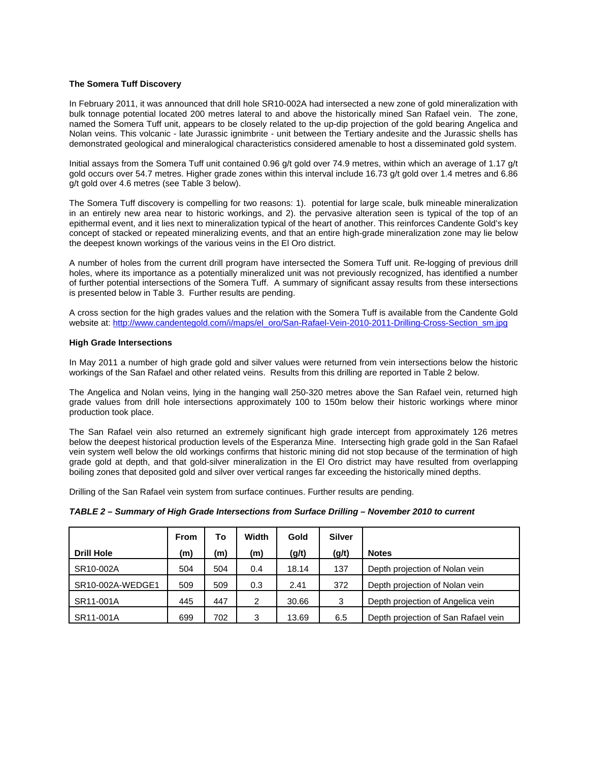**The Somera Tuff Discovery**

In February 2011, it was announced that drill hole SR10-002A had intersected a new zone of gold mineralization with bulk tonnage potential located 200 metres lateral to and above the historically mined San Rafael vein. The zone, named the Somera Tuff unit, appears to be closely related to the up-dip projection of the gold bearing Angelica and Nolan veins. This volcanic - late Jurassic ignimbrite - unit between the Tertiary andesite and the Jurassic shells has demonstrated geological and mineralogical characteristics considered amenable to host a disseminated gold system.

Initial assays from the Somera Tuff unit contained 0.96 g/t gold over 74.9 metres, within which an average of 1.17 g/t gold occurs over 54.7 metres. Higher grade zones within this interval include 16.73 g/t gold over 1.4 metres and 6.86 g/t gold over 4.6 metres (see Table 3 below).

The Somera Tuff discovery is compelling for two reasons: 1). potential for large scale, bulk mineable mineralization in an entirely new area near to historic workings, and 2). the pervasive alteration seen is typical of the top of an epithermal event, and it lies next to mineralization typical of the heart of another. This reinforces Candente Gold's key concept of stacked or repeated mineralizing events, and that an entire high-grade mineralization zone may lie below the deepest known workings of the various veins in the El Oro district.

A number of holes from the current drill program have intersected the Somera Tuff unit. Re-logging of previous drill holes, where its importance as a potentially mineralized unit was not previously recognized, has identified a number of further potential intersections of the Somera Tuff. A summary of significant assay results from these intersections is presented below in Table 3. Further results are pending.

A cross section for the high grades values and the relation with the Somera Tuff is available from the Candente Gold website at: http://www.candentegold.com/i/maps/el_oro/San-Rafael-Vein-2010-2011-Drilling-Cross-Section_sm.jpg

**High Grade Intersections**

In May 2011 a number of high grade gold and silver values were returned from vein intersections below the historic workings of the San Rafael and other related veins. Results from this drilling are reported in Table 2 below.

The Angelica and Nolan veins, lying in the hanging wall 250-320 metres above the San Rafael vein, returned high grade values from drill hole intersections approximately 100 to 150m below their historic workings where minor production took place.

The San Rafael vein also returned an extremely significant high grade intercept from approximately 126 metres below the deepest historical production levels of the Esperanza Mine. Intersecting high grade gold in the San Rafael vein system well below the old workings confirms that historic mining did not stop because of the termination of high grade gold at depth, and that gold-silver mineralization in the El Oro district may have resulted from overlapping boiling zones that deposited gold and silver over vertical ranges far exceeding the historically mined depths.

Drilling of the San Rafael vein system from surface continues. Further results are pending.

***TABLE 2 – Summary of High Grade Intersections from Surface Drilling – November 2010 to current***

| Drill Hole | From (m) | To (m) | Width (m) | Gold (g/t) | Silver (g/t) | Notes |
|---|---|---|---|---|---|---|
| SR10-002A | 504 | 504 | 0.4 | 18.14 | 137 | Depth projection of Nolan vein |
| SR10-002A-WEDGE1 | 509 | 509 | 0.3 | 2.41 | 372 | Depth projection of Nolan vein |
| SR11-001A | 445 | 447 | 2 | 30.66 | 3 | Depth projection of Angelica vein |
| SR11-001A | 699 | 702 | 3 | 13.69 | 6.5 | Depth projection of San Rafael vein |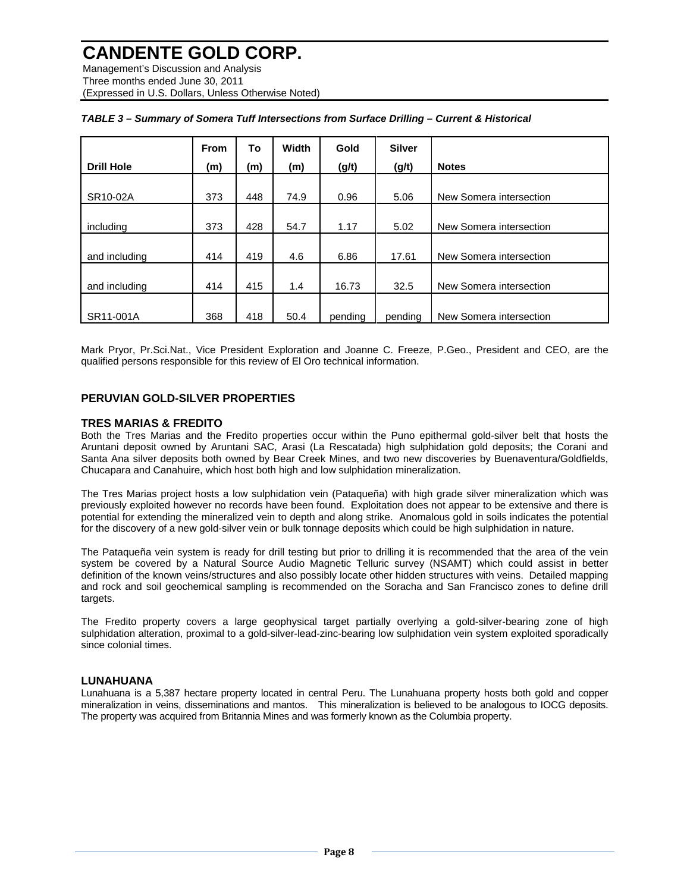*TABLE 3 – Summary of Somera Tuff Intersections from Surface Drilling – Current & Historical*

| Drill Hole | From (m) | To (m) | Width (m) | Gold (g/t) | Silver (g/t) | Notes |
|---|---|---|---|---|---|---|
| SR10-02A | 373 | 448 | 74.9 | 0.96 | 5.06 | New Somera intersection |
| including | 373 | 428 | 54.7 | 1.17 | 5.02 | New Somera intersection |
| and including | 414 | 419 | 4.6 | 6.86 | 17.61 | New Somera intersection |
| and including | 414 | 415 | 1.4 | 16.73 | 32.5 | New Somera intersection |
| SR11-001A | 368 | 418 | 50.4 | pending | pending | New Somera intersection |

Mark Pryor, Pr.Sci.Nat., Vice President Exploration and Joanne C. Freeze, P.Geo., President and CEO, are the qualified persons responsible for this review of El Oro technical information.

## PERUVIAN GOLD-SILVER PROPERTIES

### TRES MARIAS & FREDITO

Both the Tres Marias and the Fredito properties occur within the Puno epithermal gold-silver belt that hosts the Aruntani deposit owned by Aruntani SAC, Arasi (La Rescatada) high sulphidation gold deposits; the Corani and Santa Ana silver deposits both owned by Bear Creek Mines, and two new discoveries by Buenaventura/Goldfields, Chucapara and Canahuire, which host both high and low sulphidation mineralization.

The Tres Marias project hosts a low sulphidation vein (Pataqueña) with high grade silver mineralization which was previously exploited however no records have been found. Exploitation does not appear to be extensive and there is potential for extending the mineralized vein to depth and along strike. Anomalous gold in soils indicates the potential for the discovery of a new gold-silver vein or bulk tonnage deposits which could be high sulphidation in nature.

The Pataqueña vein system is ready for drill testing but prior to drilling it is recommended that the area of the vein system be covered by a Natural Source Audio Magnetic Telluric survey (NSAMT) which could assist in better definition of the known veins/structures and also possibly locate other hidden structures with veins. Detailed mapping and rock and soil geochemical sampling is recommended on the Soracha and San Francisco zones to define drill targets.

The Fredito property covers a large geophysical target partially overlying a gold-silver-bearing zone of high sulphidation alteration, proximal to a gold-silver-lead-zinc-bearing low sulphidation vein system exploited sporadically since colonial times.

### LUNAHUANA

Lunahuana is a 5,387 hectare property located in central Peru. The Lunahuana property hosts both gold and copper mineralization in veins, disseminations and mantos. This mineralization is believed to be analogous to IOCG deposits. The property was acquired from Britannia Mines and was formerly known as the Columbia property.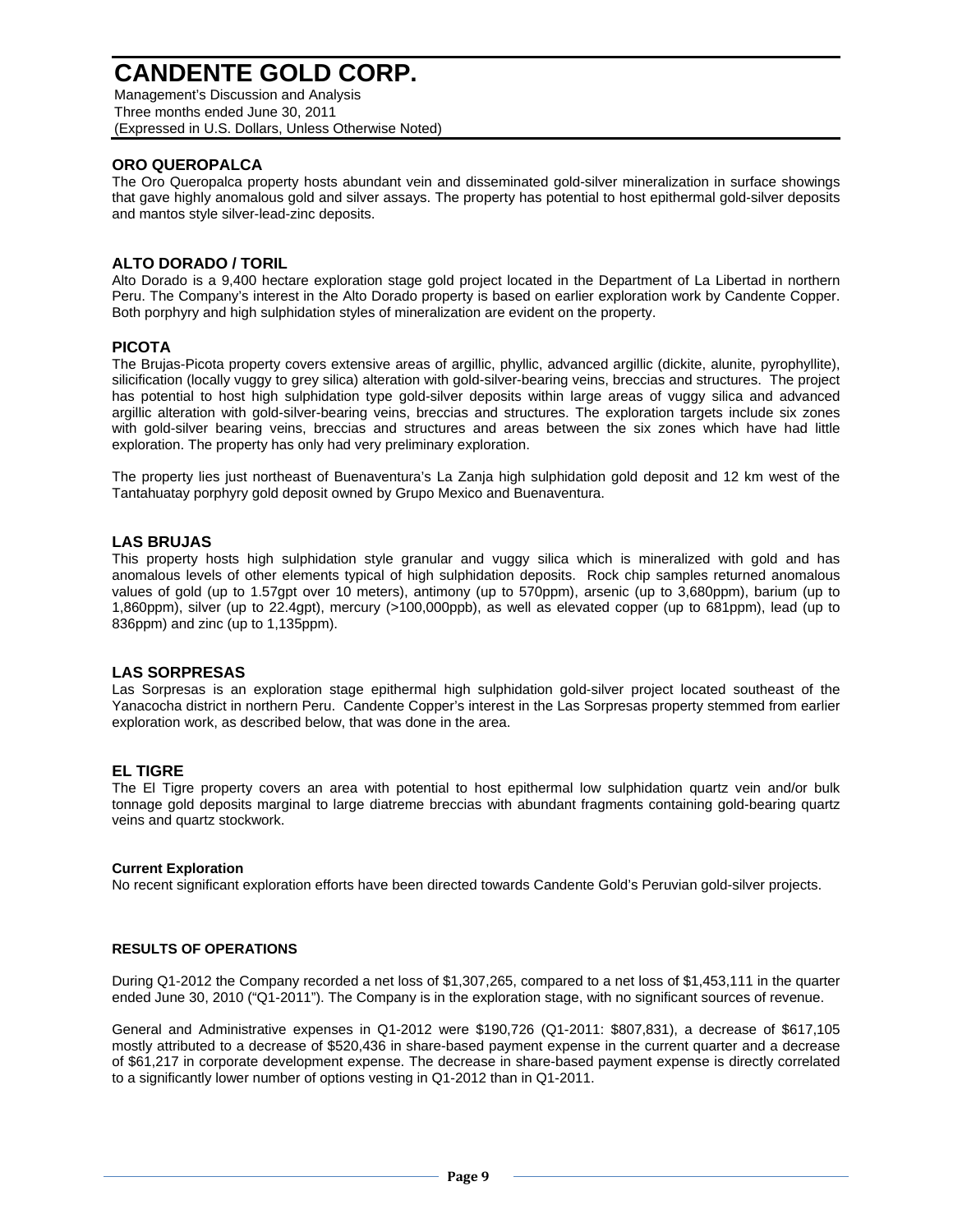## ORO QUEROPALCA

The Oro Queropalca property hosts abundant vein and disseminated gold-silver mineralization in surface showings that gave highly anomalous gold and silver assays. The property has potential to host epithermal gold-silver deposits and mantos style silver-lead-zinc deposits.

## ALTO DORADO / TORIL

Alto Dorado is a 9,400 hectare exploration stage gold project located in the Department of La Libertad in northern Peru. The Company's interest in the Alto Dorado property is based on earlier exploration work by Candente Copper. Both porphyry and high sulphidation styles of mineralization are evident on the property.

## PICOTA

The Brujas-Picota property covers extensive areas of argillic, phyllic, advanced argillic (dickite, alunite, pyrophyllite), silicification (locally vuggy to grey silica) alteration with gold-silver-bearing veins, breccias and structures. The project has potential to host high sulphidation type gold-silver deposits within large areas of vuggy silica and advanced argillic alteration with gold-silver-bearing veins, breccias and structures. The exploration targets include six zones with gold-silver bearing veins, breccias and structures and areas between the six zones which have had little exploration. The property has only had very preliminary exploration.

The property lies just northeast of Buenaventura's La Zanja high sulphidation gold deposit and 12 km west of the Tantahuatay porphyry gold deposit owned by Grupo Mexico and Buenaventura.

## LAS BRUJAS

This property hosts high sulphidation style granular and vuggy silica which is mineralized with gold and has anomalous levels of other elements typical of high sulphidation deposits. Rock chip samples returned anomalous values of gold (up to 1.57gpt over 10 meters), antimony (up to 570ppm), arsenic (up to 3,680ppm), barium (up to 1,860ppm), silver (up to 22.4gpt), mercury (>100,000ppb), as well as elevated copper (up to 681ppm), lead (up to 836ppm) and zinc (up to 1,135ppm).

## LAS SORPRESAS

Las Sorpresas is an exploration stage epithermal high sulphidation gold-silver project located southeast of the Yanacocha district in northern Peru. Candente Copper's interest in the Las Sorpresas property stemmed from earlier exploration work, as described below, that was done in the area.

## EL TIGRE

The El Tigre property covers an area with potential to host epithermal low sulphidation quartz vein and/or bulk tonnage gold deposits marginal to large diatreme breccias with abundant fragments containing gold-bearing quartz veins and quartz stockwork.

#### Current Exploration

No recent significant exploration efforts have been directed towards Candente Gold's Peruvian gold-silver projects.

### RESULTS OF OPERATIONS

During Q1-2012 the Company recorded a net loss of $1,307,265, compared to a net loss of $1,453,111 in the quarter ended June 30, 2010 ("Q1-2011"). The Company is in the exploration stage, with no significant sources of revenue.

General and Administrative expenses in Q1-2012 were $190,726 (Q1-2011: $807,831), a decrease of $617,105 mostly attributed to a decrease of $520,436 in share-based payment expense in the current quarter and a decrease of $61,217 in corporate development expense. The decrease in share-based payment expense is directly correlated to a significantly lower number of options vesting in Q1-2012 than in Q1-2011.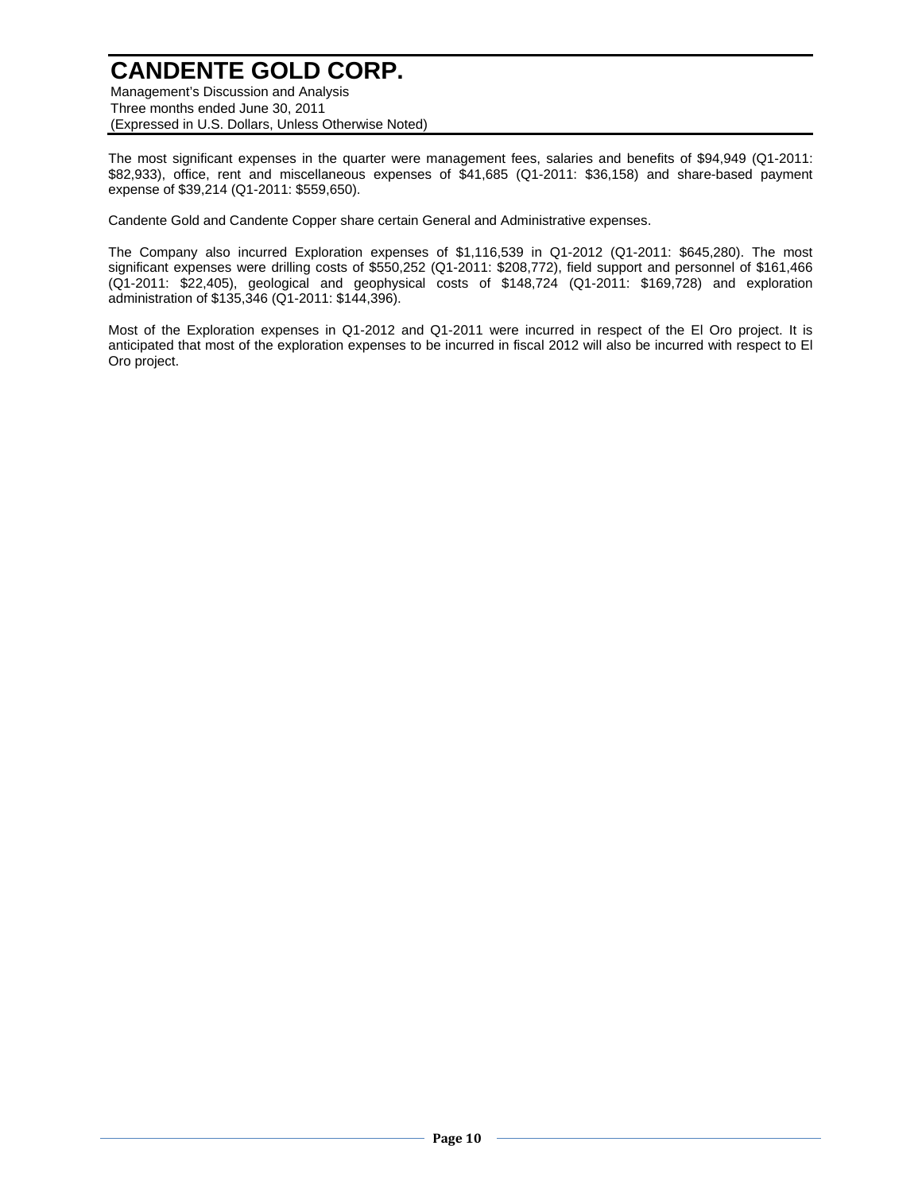The most significant expenses in the quarter were management fees, salaries and benefits of $94,949 (Q1-2011: $82,933), office, rent and miscellaneous expenses of $41,685 (Q1-2011: $36,158) and share-based payment expense of $39,214 (Q1-2011: $559,650).

Candente Gold and Candente Copper share certain General and Administrative expenses.

The Company also incurred Exploration expenses of $1,116,539 in Q1-2012 (Q1-2011: $645,280). The most significant expenses were drilling costs of $550,252 (Q1-2011: $208,772), field support and personnel of $161,466 (Q1-2011: $22,405), geological and geophysical costs of $148,724 (Q1-2011: $169,728) and exploration administration of $135,346 (Q1-2011: $144,396).

Most of the Exploration expenses in Q1-2012 and Q1-2011 were incurred in respect of the El Oro project. It is anticipated that most of the exploration expenses to be incurred in fiscal 2012 will also be incurred with respect to El Oro project.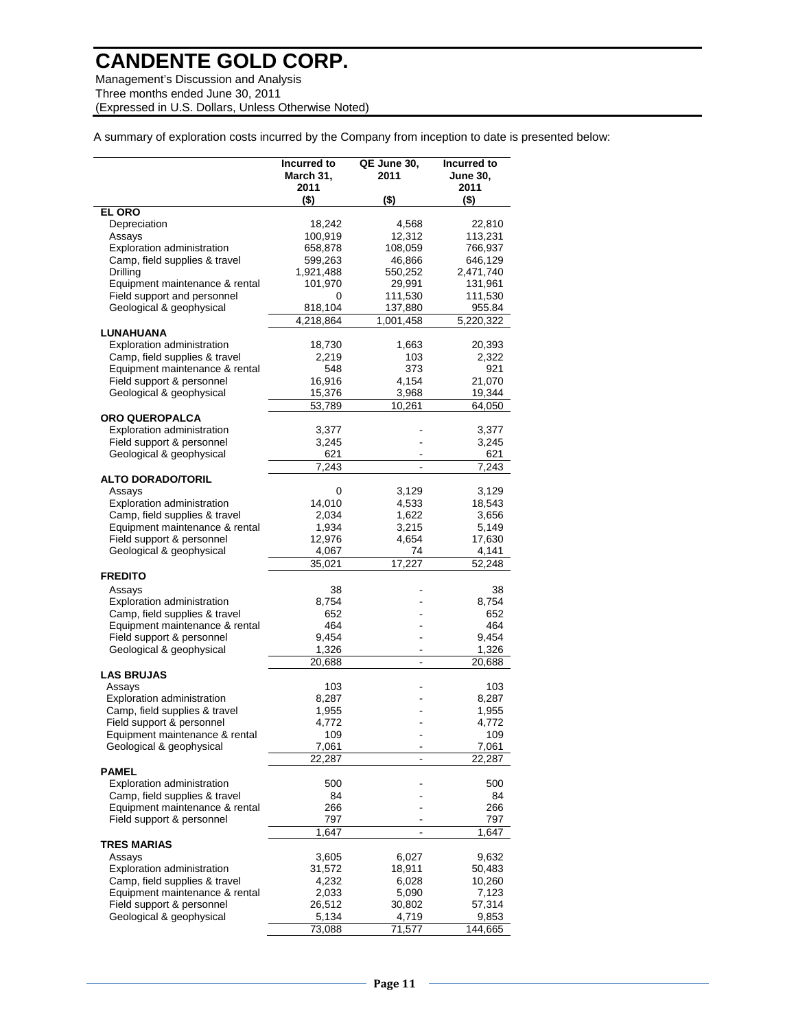A summary of exploration costs incurred by the Company from inception to date is presented below:

| | Incurred to March 31, 2011 ($) | QE June 30, 2011 ($) | Incurred to June 30, 2011 ($) |
|---|---|---|---|
| **EL ORO** | | | |
| Depreciation | 18,242 | 4,568 | 22,810 |
| Assays | 100,919 | 12,312 | 113,231 |
| Exploration administration | 658,878 | 108,059 | 766,937 |
| Camp, field supplies & travel | 599,263 | 46,866 | 646,129 |
| Drilling | 1,921,488 | 550,252 | 2,471,740 |
| Equipment maintenance & rental | 101,970 | 29,991 | 131,961 |
| Field support and personnel | 0 | 111,530 | 111,530 |
| Geological & geophysical | 818,104 | 137,880 | 955.84 |
| | 4,218,864 | 1,001,458 | 5,220,322 |
| **LUNAHUANA** | | | |
| Exploration administration | 18,730 | 1,663 | 20,393 |
| Camp, field supplies & travel | 2,219 | 103 | 2,322 |
| Equipment maintenance & rental | 548 | 373 | 921 |
| Field support & personnel | 16,916 | 4,154 | 21,070 |
| Geological & geophysical | 15,376 | 3,968 | 19,344 |
| | 53,789 | 10,261 | 64,050 |
| **ORO QUEROPALCA** | | | |
| Exploration administration | 3,377 | - | 3,377 |
| Field support & personnel | 3,245 | - | 3,245 |
| Geological & geophysical | 621 | - | 621 |
| | 7,243 | - | 7,243 |
| **ALTO DORADO/TORIL** | | | |
| Assays | 0 | 3,129 | 3,129 |
| Exploration administration | 14,010 | 4,533 | 18,543 |
| Camp, field supplies & travel | 2,034 | 1,622 | 3,656 |
| Equipment maintenance & rental | 1,934 | 3,215 | 5,149 |
| Field support & personnel | 12,976 | 4,654 | 17,630 |
| Geological & geophysical | 4,067 | 74 | 4,141 |
| | 35,021 | 17,227 | 52,248 |
| **FREDITO** | | | |
| Assays | 38 | - | 38 |
| Exploration administration | 8,754 | - | 8,754 |
| Camp, field supplies & travel | 652 | - | 652 |
| Equipment maintenance & rental | 464 | - | 464 |
| Field support & personnel | 9,454 | - | 9,454 |
| Geological & geophysical | 1,326 | - | 1,326 |
| | 20,688 | - | 20,688 |
| **LAS BRUJAS** | | | |
| Assays | 103 | - | 103 |
| Exploration administration | 8,287 | - | 8,287 |
| Camp, field supplies & travel | 1,955 | - | 1,955 |
| Field support & personnel | 4,772 | - | 4,772 |
| Equipment maintenance & rental | 109 | - | 109 |
| Geological & geophysical | 7,061 | - | 7,061 |
| | 22,287 | - | 22,287 |
| **PAMEL** | | | |
| Exploration administration | 500 | - | 500 |
| Camp, field supplies & travel | 84 | - | 84 |
| Equipment maintenance & rental | 266 | - | 266 |
| Field support & personnel | 797 | - | 797 |
| | 1,647 | - | 1,647 |
| **TRES MARIAS** | | | |
| Assays | 3,605 | 6,027 | 9,632 |
| Exploration administration | 31,572 | 18,911 | 50,483 |
| Camp, field supplies & travel | 4,232 | 6,028 | 10,260 |
| Equipment maintenance & rental | 2,033 | 5,090 | 7,123 |
| Field support & personnel | 26,512 | 30,802 | 57,314 |
| Geological & geophysical | 5,134 | 4,719 | 9,853 |
| | 73,088 | 71,577 | 144,665 |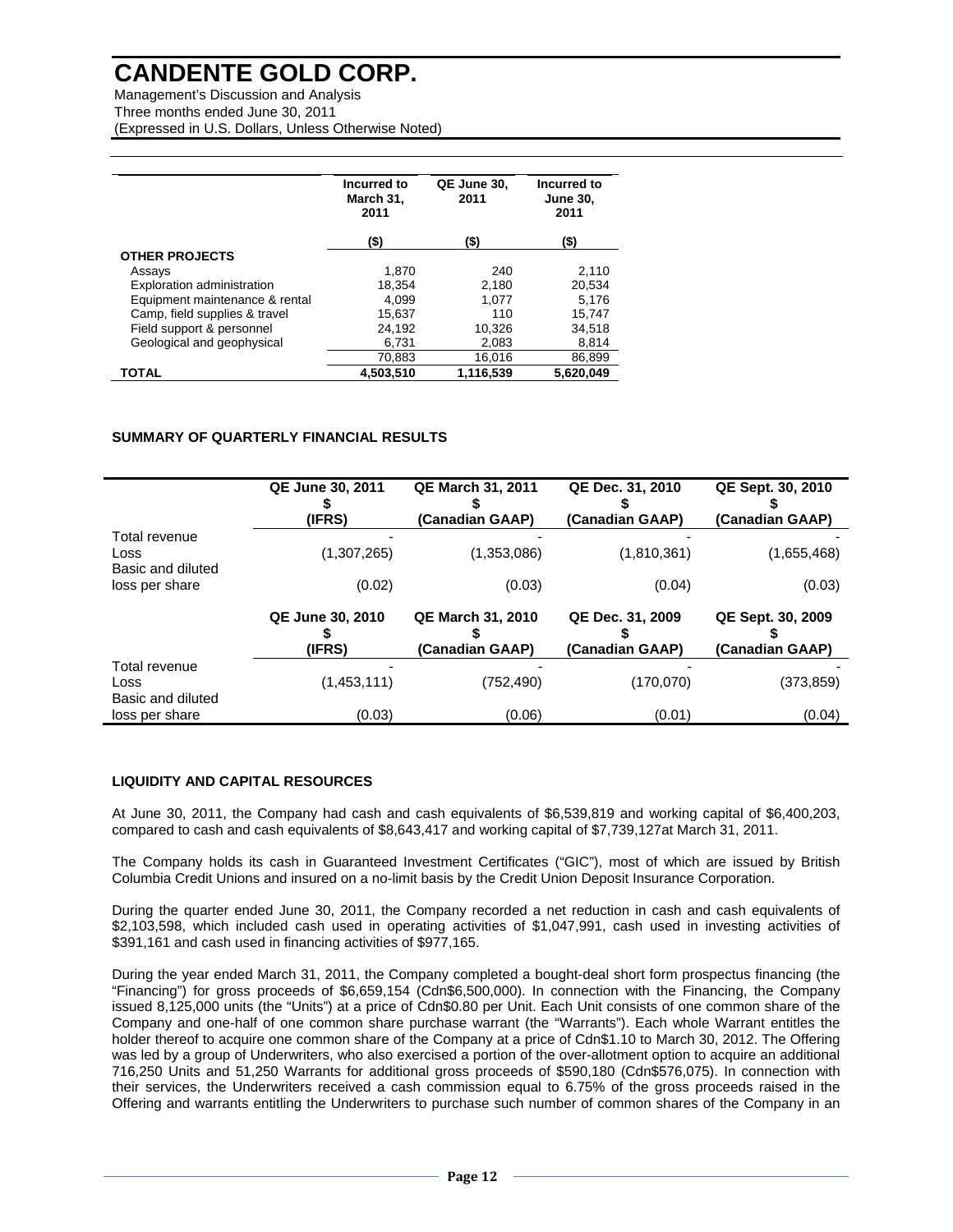|  | Incurred to March 31, 2011 | QE June 30, 2011 | Incurred to June 30, 2011 |
|---|---|---|---|
|  | ($) | ($) | ($) |
| **OTHER PROJECTS** |  |  |  |
| Assays | 1,870 | 240 | 2,110 |
| Exploration administration | 18,354 | 2,180 | 20,534 |
| Equipment maintenance & rental | 4,099 | 1,077 | 5,176 |
| Camp, field supplies & travel | 15,637 | 110 | 15,747 |
| Field support & personnel | 24,192 | 10,326 | 34,518 |
| Geological and geophysical | 6,731 | 2,083 | 8,814 |
|  | 70,883 | 16,016 | 86,899 |
| **TOTAL** | **4,503,510** | **1,116,539** | **5,620,049** |

### SUMMARY OF QUARTERLY FINANCIAL RESULTS

|  | QE June 30, 2011 $ (IFRS) | QE March 31, 2011 $ (Canadian GAAP) | QE Dec. 31, 2010 $ (Canadian GAAP) | QE Sept. 30, 2010 $ (Canadian GAAP) |
|---|---|---|---|---|
| Total revenue | - | - | - | - |
| Loss | (1,307,265) | (1,353,086) | (1,810,361) | (1,655,468) |
| Basic and diluted loss per share | (0.02) | (0.03) | (0.04) | (0.03) |

|  | QE June 30, 2010 $ (IFRS) | QE March 31, 2010 $ (Canadian GAAP) | QE Dec. 31, 2009 $ (Canadian GAAP) | QE Sept. 30, 2009 $ (Canadian GAAP) |
|---|---|---|---|---|
| Total revenue | - | - | - | - |
| Loss | (1,453,111) | (752,490) | (170,070) | (373,859) |
| Basic and diluted loss per share | (0.03) | (0.06) | (0.01) | (0.04) |

### LIQUIDITY AND CAPITAL RESOURCES

At June 30, 2011, the Company had cash and cash equivalents of $6,539,819 and working capital of $6,400,203, compared to cash and cash equivalents of $8,643,417 and working capital of $7,739,127at March 31, 2011.

The Company holds its cash in Guaranteed Investment Certificates ("GIC"), most of which are issued by British Columbia Credit Unions and insured on a no-limit basis by the Credit Union Deposit Insurance Corporation.

During the quarter ended June 30, 2011, the Company recorded a net reduction in cash and cash equivalents of $2,103,598, which included cash used in operating activities of $1,047,991, cash used in investing activities of $391,161 and cash used in financing activities of $977,165.

During the year ended March 31, 2011, the Company completed a bought-deal short form prospectus financing (the "Financing") for gross proceeds of $6,659,154 (Cdn$6,500,000). In connection with the Financing, the Company issued 8,125,000 units (the "Units") at a price of Cdn$0.80 per Unit. Each Unit consists of one common share of the Company and one-half of one common share purchase warrant (the "Warrants"). Each whole Warrant entitles the holder thereof to acquire one common share of the Company at a price of Cdn$1.10 to March 30, 2012. The Offering was led by a group of Underwriters, who also exercised a portion of the over-allotment option to acquire an additional 716,250 Units and 51,250 Warrants for additional gross proceeds of $590,180 (Cdn$576,075). In connection with their services, the Underwriters received a cash commission equal to 6.75% of the gross proceeds raised in the Offering and warrants entitling the Underwriters to purchase such number of common shares of the Company in an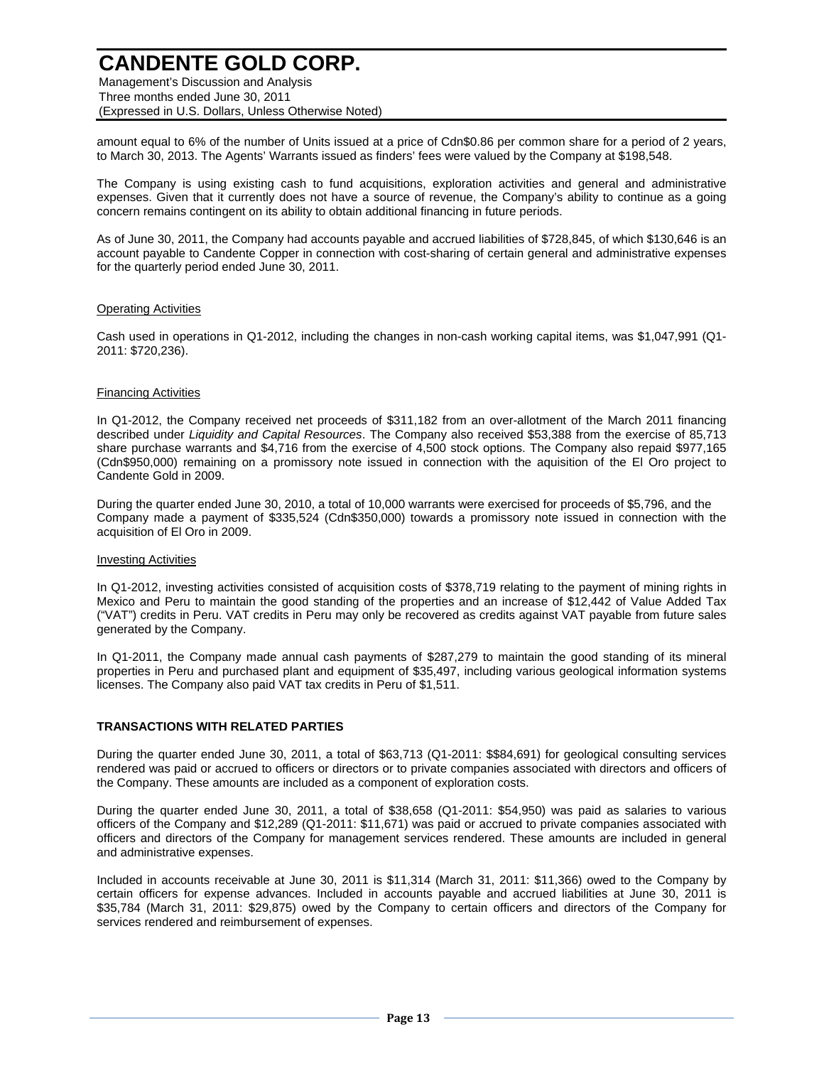amount equal to 6% of the number of Units issued at a price of Cdn$0.86 per common share for a period of 2 years, to March 30, 2013. The Agents' Warrants issued as finders' fees were valued by the Company at $198,548.

The Company is using existing cash to fund acquisitions, exploration activities and general and administrative expenses. Given that it currently does not have a source of revenue, the Company's ability to continue as a going concern remains contingent on its ability to obtain additional financing in future periods.

As of June 30, 2011, the Company had accounts payable and accrued liabilities of $728,845, of which $130,646 is an account payable to Candente Copper in connection with cost-sharing of certain general and administrative expenses for the quarterly period ended June 30, 2011.

Operating Activities

Cash used in operations in Q1-2012, including the changes in non-cash working capital items, was $1,047,991 (Q1-2011: $720,236).

Financing Activities

In Q1-2012, the Company received net proceeds of $311,182 from an over-allotment of the March 2011 financing described under *Liquidity and Capital Resources*. The Company also received $53,388 from the exercise of 85,713 share purchase warrants and $4,716 from the exercise of 4,500 stock options. The Company also repaid $977,165 (Cdn$950,000) remaining on a promissory note issued in connection with the aquisition of the El Oro project to Candente Gold in 2009.

During the quarter ended June 30, 2010, a total of 10,000 warrants were exercised for proceeds of $5,796, and the Company made a payment of $335,524 (Cdn$350,000) towards a promissory note issued in connection with the acquisition of El Oro in 2009.

Investing Activities

In Q1-2012, investing activities consisted of acquisition costs of $378,719 relating to the payment of mining rights in Mexico and Peru to maintain the good standing of the properties and an increase of $12,442 of Value Added Tax ("VAT") credits in Peru. VAT credits in Peru may only be recovered as credits against VAT payable from future sales generated by the Company.

In Q1-2011, the Company made annual cash payments of $287,279 to maintain the good standing of its mineral properties in Peru and purchased plant and equipment of $35,497, including various geological information systems licenses. The Company also paid VAT tax credits in Peru of $1,511.

## TRANSACTIONS WITH RELATED PARTIES

During the quarter ended June 30, 2011, a total of $63,713 (Q1-2011: $$84,691) for geological consulting services rendered was paid or accrued to officers or directors or to private companies associated with directors and officers of the Company. These amounts are included as a component of exploration costs.

During the quarter ended June 30, 2011, a total of $38,658 (Q1-2011: $54,950) was paid as salaries to various officers of the Company and $12,289 (Q1-2011: $11,671) was paid or accrued to private companies associated with officers and directors of the Company for management services rendered. These amounts are included in general and administrative expenses.

Included in accounts receivable at June 30, 2011 is $11,314 (March 31, 2011: $11,366) owed to the Company by certain officers for expense advances. Included in accounts payable and accrued liabilities at June 30, 2011 is $35,784 (March 31, 2011: $29,875) owed by the Company to certain officers and directors of the Company for services rendered and reimbursement of expenses.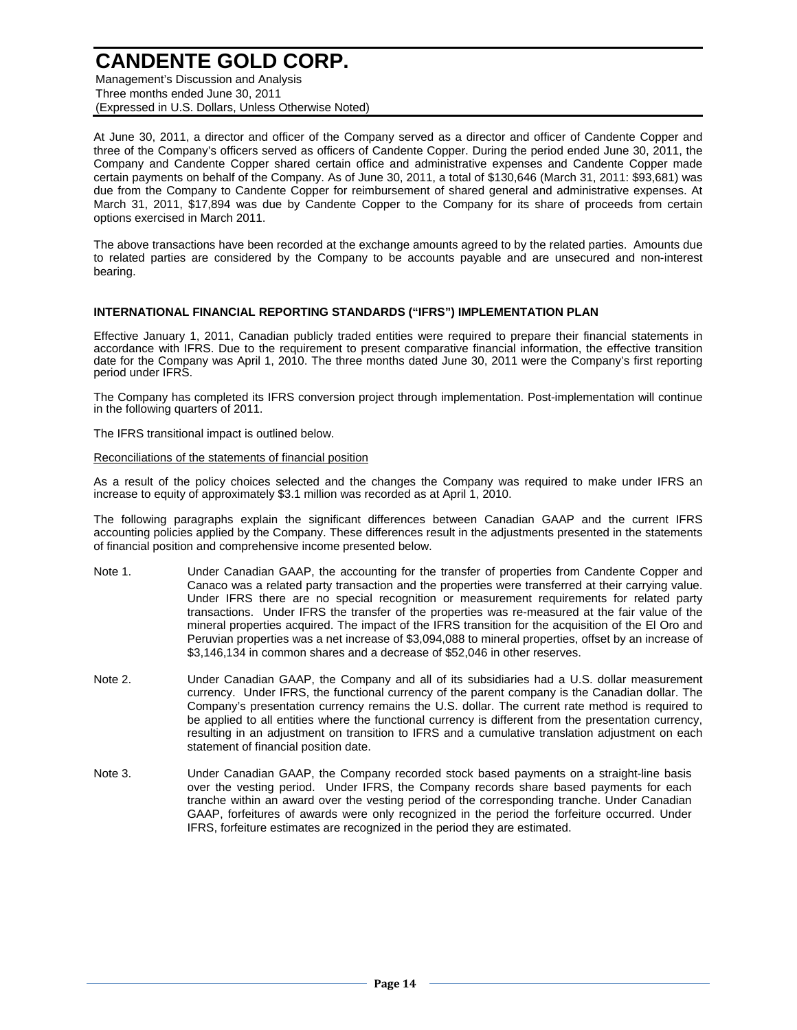At June 30, 2011, a director and officer of the Company served as a director and officer of Candente Copper and three of the Company's officers served as officers of Candente Copper. During the period ended June 30, 2011, the Company and Candente Copper shared certain office and administrative expenses and Candente Copper made certain payments on behalf of the Company. As of June 30, 2011, a total of $130,646 (March 31, 2011: $93,681) was due from the Company to Candente Copper for reimbursement of shared general and administrative expenses. At March 31, 2011, $17,894 was due by Candente Copper to the Company for its share of proceeds from certain options exercised in March 2011.

The above transactions have been recorded at the exchange amounts agreed to by the related parties. Amounts due to related parties are considered by the Company to be accounts payable and are unsecured and non-interest bearing.

## INTERNATIONAL FINANCIAL REPORTING STANDARDS ("IFRS") IMPLEMENTATION PLAN

Effective January 1, 2011, Canadian publicly traded entities were required to prepare their financial statements in accordance with IFRS. Due to the requirement to present comparative financial information, the effective transition date for the Company was April 1, 2010. The three months dated June 30, 2011 were the Company's first reporting period under IFRS.

The Company has completed its IFRS conversion project through implementation. Post-implementation will continue in the following quarters of 2011.

The IFRS transitional impact is outlined below.

Reconciliations of the statements of financial position

As a result of the policy choices selected and the changes the Company was required to make under IFRS an increase to equity of approximately $3.1 million was recorded as at April 1, 2010.

The following paragraphs explain the significant differences between Canadian GAAP and the current IFRS accounting policies applied by the Company. These differences result in the adjustments presented in the statements of financial position and comprehensive income presented below.

Note 1. Under Canadian GAAP, the accounting for the transfer of properties from Candente Copper and Canaco was a related party transaction and the properties were transferred at their carrying value. Under IFRS there are no special recognition or measurement requirements for related party transactions. Under IFRS the transfer of the properties was re-measured at the fair value of the mineral properties acquired. The impact of the IFRS transition for the acquisition of the El Oro and Peruvian properties was a net increase of $3,094,088 to mineral properties, offset by an increase of $3,146,134 in common shares and a decrease of $52,046 in other reserves.

Note 2. Under Canadian GAAP, the Company and all of its subsidiaries had a U.S. dollar measurement currency. Under IFRS, the functional currency of the parent company is the Canadian dollar. The Company's presentation currency remains the U.S. dollar. The current rate method is required to be applied to all entities where the functional currency is different from the presentation currency, resulting in an adjustment on transition to IFRS and a cumulative translation adjustment on each statement of financial position date.

Note 3. Under Canadian GAAP, the Company recorded stock based payments on a straight-line basis over the vesting period. Under IFRS, the Company records share based payments for each tranche within an award over the vesting period of the corresponding tranche. Under Canadian GAAP, forfeitures of awards were only recognized in the period the forfeiture occurred. Under IFRS, forfeiture estimates are recognized in the period they are estimated.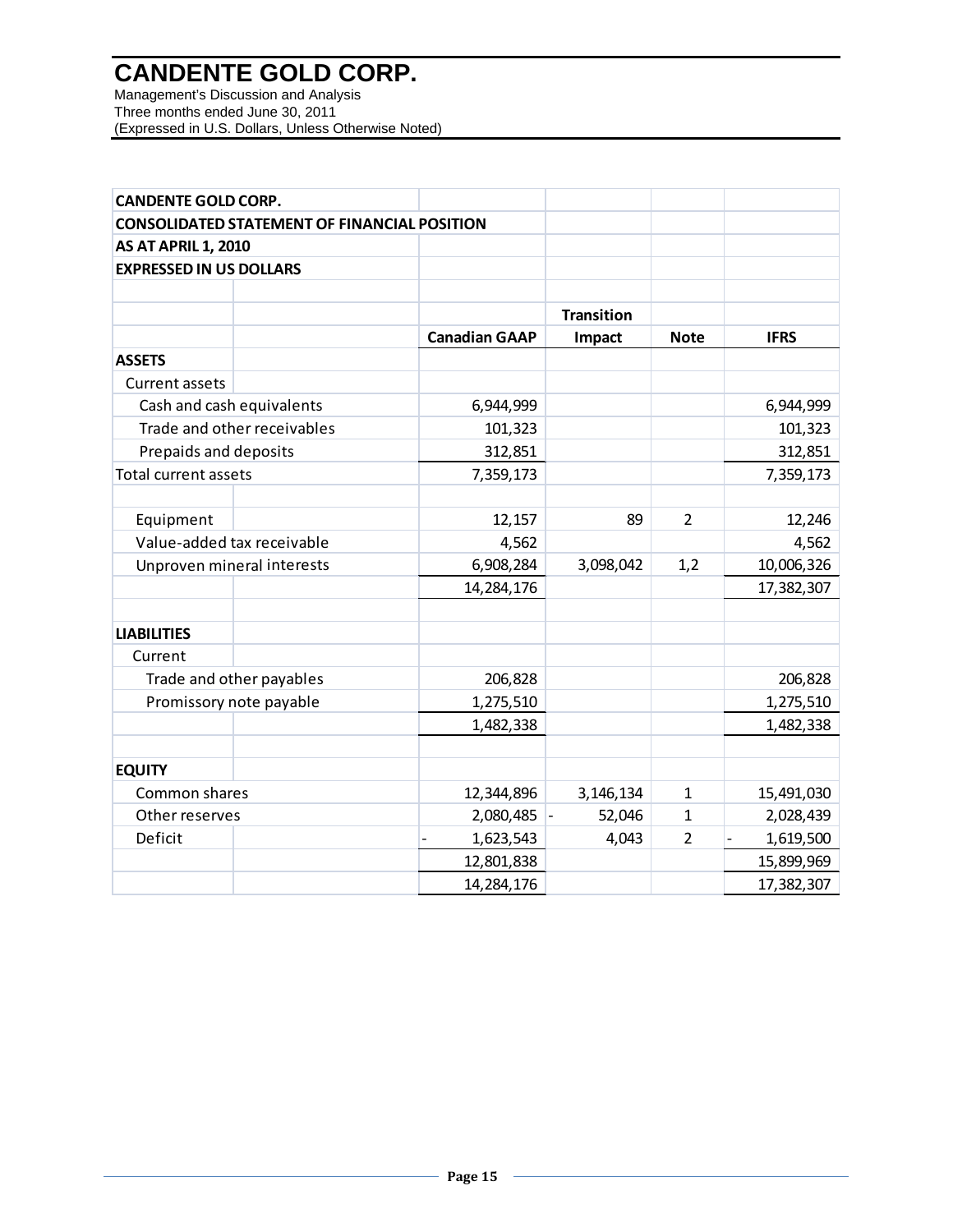# CANDENTE GOLD CORP.

Management's Discussion and Analysis
Three months ended June 30, 2011
(Expressed in U.S. Dollars, Unless Otherwise Noted)

| CANDENTE GOLD CORP. | | | | |
|---|---|---|---|---|
| CONSOLIDATED STATEMENT OF FINANCIAL POSITION | | | | |
| AS AT APRIL 1, 2010 | | | | |
| EXPRESSED IN US DOLLARS | | | | |
| | | Transition | | |
| | Canadian GAAP | Impact | Note | IFRS |
| **ASSETS** | | | | |
| Current assets | | | | |
| Cash and cash equivalents | 6,944,999 | | | 6,944,999 |
| Trade and other receivables | 101,323 | | | 101,323 |
| Prepaids and deposits | 312,851 | | | 312,851 |
| Total current assets | 7,359,173 | | | 7,359,173 |
| | | | | |
| Equipment | 12,157 | 89 | 2 | 12,246 |
| Value-added tax receivable | 4,562 | | | 4,562 |
| Unproven mineral interests | 6,908,284 | 3,098,042 | 1,2 | 10,006,326 |
| | 14,284,176 | | | 17,382,307 |
| | | | | |
| **LIABILITIES** | | | | |
| Current | | | | |
| Trade and other payables | 206,828 | | | 206,828 |
| Promissory note payable | 1,275,510 | | | 1,275,510 |
| | 1,482,338 | | | 1,482,338 |
| | | | | |
| **EQUITY** | | | | |
| Common shares | 12,344,896 | 3,146,134 | 1 | 15,491,030 |
| Other reserves | 2,080,485 | - 52,046 | 1 | 2,028,439 |
| Deficit | - 1,623,543 | 4,043 | 2 | - 1,619,500 |
| | 12,801,838 | | | 15,899,969 |
| | 14,284,176 | | | 17,382,307 |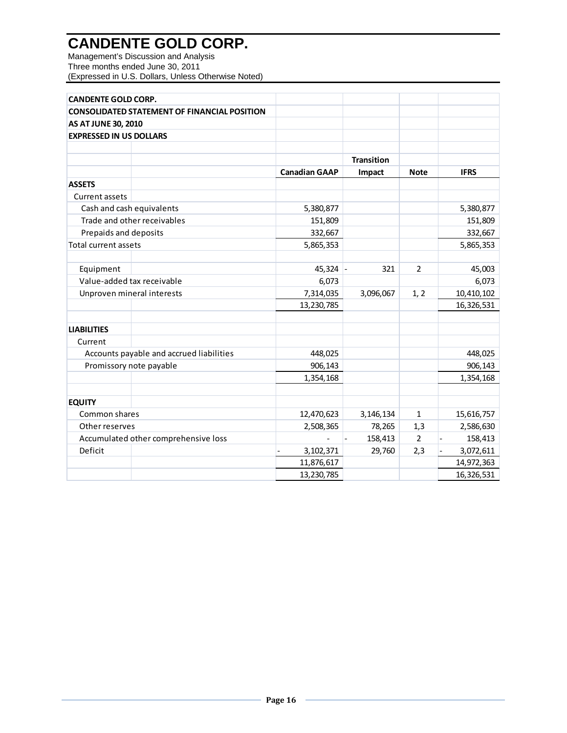# CANDENTE GOLD CORP.

Management's Discussion and Analysis
Three months ended June 30, 2011
(Expressed in U.S. Dollars, Unless Otherwise Noted)

**CANDENTE GOLD CORP.**
**CONSOLIDATED STATEMENT OF FINANCIAL POSITION**
**AS AT JUNE 30, 2010**
**EXPRESSED IN US DOLLARS**

| | Canadian GAAP | Transition Impact | Note | IFRS |
|---|---|---|---|---|
| **ASSETS** | | | | |
| Current assets | | | | |
| Cash and cash equivalents | 5,380,877 | | | 5,380,877 |
| Trade and other receivables | 151,809 | | | 151,809 |
| Prepaids and deposits | 332,667 | | | 332,667 |
| Total current assets | 5,865,353 | | | 5,865,353 |
| | | | | |
| Equipment | 45,324 | - 321 | 2 | 45,003 |
| Value-added tax receivable | 6,073 | | | 6,073 |
| Unproven mineral interests | 7,314,035 | 3,096,067 | 1, 2 | 10,410,102 |
| | 13,230,785 | | | 16,326,531 |
| | | | | |
| **LIABILITIES** | | | | |
| Current | | | | |
| Accounts payable and accrued liabilities | 448,025 | | | 448,025 |
| Promissory note payable | 906,143 | | | 906,143 |
| | 1,354,168 | | | 1,354,168 |
| | | | | |
| **EQUITY** | | | | |
| Common shares | 12,470,623 | 3,146,134 | 1 | 15,616,757 |
| Other reserves | 2,508,365 | 78,265 | 1,3 | 2,586,630 |
| Accumulated other comprehensive loss | - | - 158,413 | 2 | - 158,413 |
| Deficit | - 3,102,371 | 29,760 | 2,3 | - 3,072,611 |
| | 11,876,617 | | | 14,972,363 |
| | 13,230,785 | | | 16,326,531 |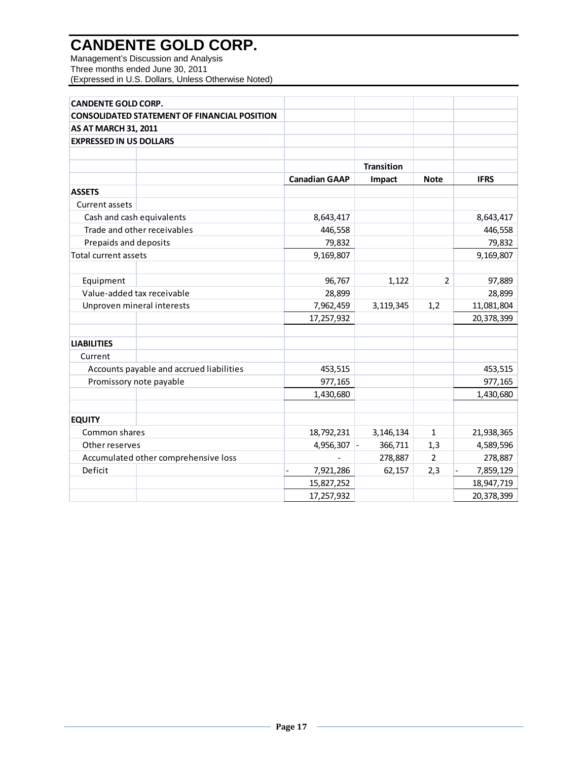# CANDENTE GOLD CORP.

Management's Discussion and Analysis
Three months ended June 30, 2011
(Expressed in U.S. Dollars, Unless Otherwise Noted)

**CANDENTE GOLD CORP.**
**CONSOLIDATED STATEMENT OF FINANCIAL POSITION**
**AS AT MARCH 31, 2011**
**EXPRESSED IN US DOLLARS**

| | Canadian GAAP | Transition Impact | Note | IFRS |
|---|---|---|---|---|
| **ASSETS** | | | | |
| Current assets | | | | |
| Cash and cash equivalents | 8,643,417 | | | 8,643,417 |
| Trade and other receivables | 446,558 | | | 446,558 |
| Prepaids and deposits | 79,832 | | | 79,832 |
| Total current assets | 9,169,807 | | | 9,169,807 |
| | | | | |
| Equipment | 96,767 | 1,122 | 2 | 97,889 |
| Value-added tax receivable | 28,899 | | | 28,899 |
| Unproven mineral interests | 7,962,459 | 3,119,345 | 1,2 | 11,081,804 |
| | 17,257,932 | | | 20,378,399 |
| | | | | |
| **LIABILITIES** | | | | |
| Current | | | | |
| Accounts payable and accrued liabilities | 453,515 | | | 453,515 |
| Promissory note payable | 977,165 | | | 977,165 |
| | 1,430,680 | | | 1,430,680 |
| | | | | |
| **EQUITY** | | | | |
| Common shares | 18,792,231 | 3,146,134 | 1 | 21,938,365 |
| Other reserves | 4,956,307 | - 366,711 | 1,3 | 4,589,596 |
| Accumulated other comprehensive loss | - | 278,887 | 2 | 278,887 |
| Deficit | - 7,921,286 | 62,157 | 2,3 | - 7,859,129 |
| | 15,827,252 | | | 18,947,719 |
| | 17,257,932 | | | 20,378,399 |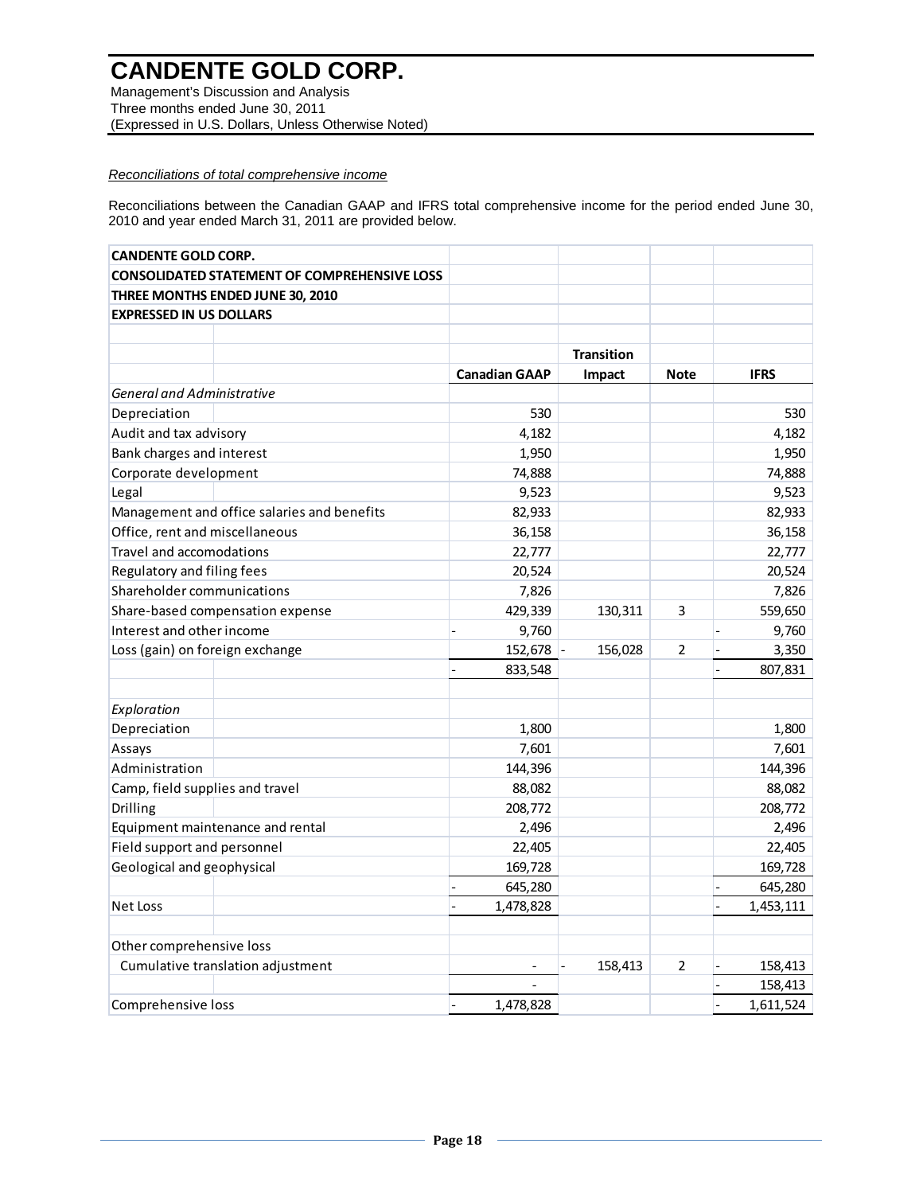*Reconciliations of total comprehensive income*

Reconciliations between the Canadian GAAP and IFRS total comprehensive income for the period ended June 30, 2010 and year ended March 31, 2011 are provided below.

| CANDENTE GOLD CORP.<br>CONSOLIDATED STATEMENT OF COMPREHENSIVE LOSS<br>THREE MONTHS ENDED JUNE 30, 2010<br>EXPRESSED IN US DOLLARS | | | | |
|---|---|---|---|---|
| | Canadian GAAP | Transition Impact | Note | IFRS |
| *General and Administrative* | | | | |
| Depreciation | 530 | | | 530 |
| Audit and tax advisory | 4,182 | | | 4,182 |
| Bank charges and interest | 1,950 | | | 1,950 |
| Corporate development | 74,888 | | | 74,888 |
| Legal | 9,523 | | | 9,523 |
| Management and office salaries and benefits | 82,933 | | | 82,933 |
| Office, rent and miscellaneous | 36,158 | | | 36,158 |
| Travel and accomodations | 22,777 | | | 22,777 |
| Regulatory and filing fees | 20,524 | | | 20,524 |
| Shareholder communications | 7,826 | | | 7,826 |
| Share-based compensation expense | 429,339 | 130,311 | 3 | 559,650 |
| Interest and other income | - 9,760 | | | - 9,760 |
| Loss (gain) on foreign exchange | 152,678 | - 156,028 | 2 | - 3,350 |
| | - 833,548 | | | - 807,831 |
| | | | | |
| *Exploration* | | | | |
| Depreciation | 1,800 | | | 1,800 |
| Assays | 7,601 | | | 7,601 |
| Administration | 144,396 | | | 144,396 |
| Camp, field supplies and travel | 88,082 | | | 88,082 |
| Drilling | 208,772 | | | 208,772 |
| Equipment maintenance and rental | 2,496 | | | 2,496 |
| Field support and personnel | 22,405 | | | 22,405 |
| Geological and geophysical | 169,728 | | | 169,728 |
| | - 645,280 | | | - 645,280 |
| Net Loss | - 1,478,828 | | | - 1,453,111 |
| | | | | |
| Other comprehensive loss | | | | |
| Cumulative translation adjustment | - | - 158,413 | 2 | - 158,413 |
| | - | | | - 158,413 |
| Comprehensive loss | - 1,478,828 | | | - 1,611,524 |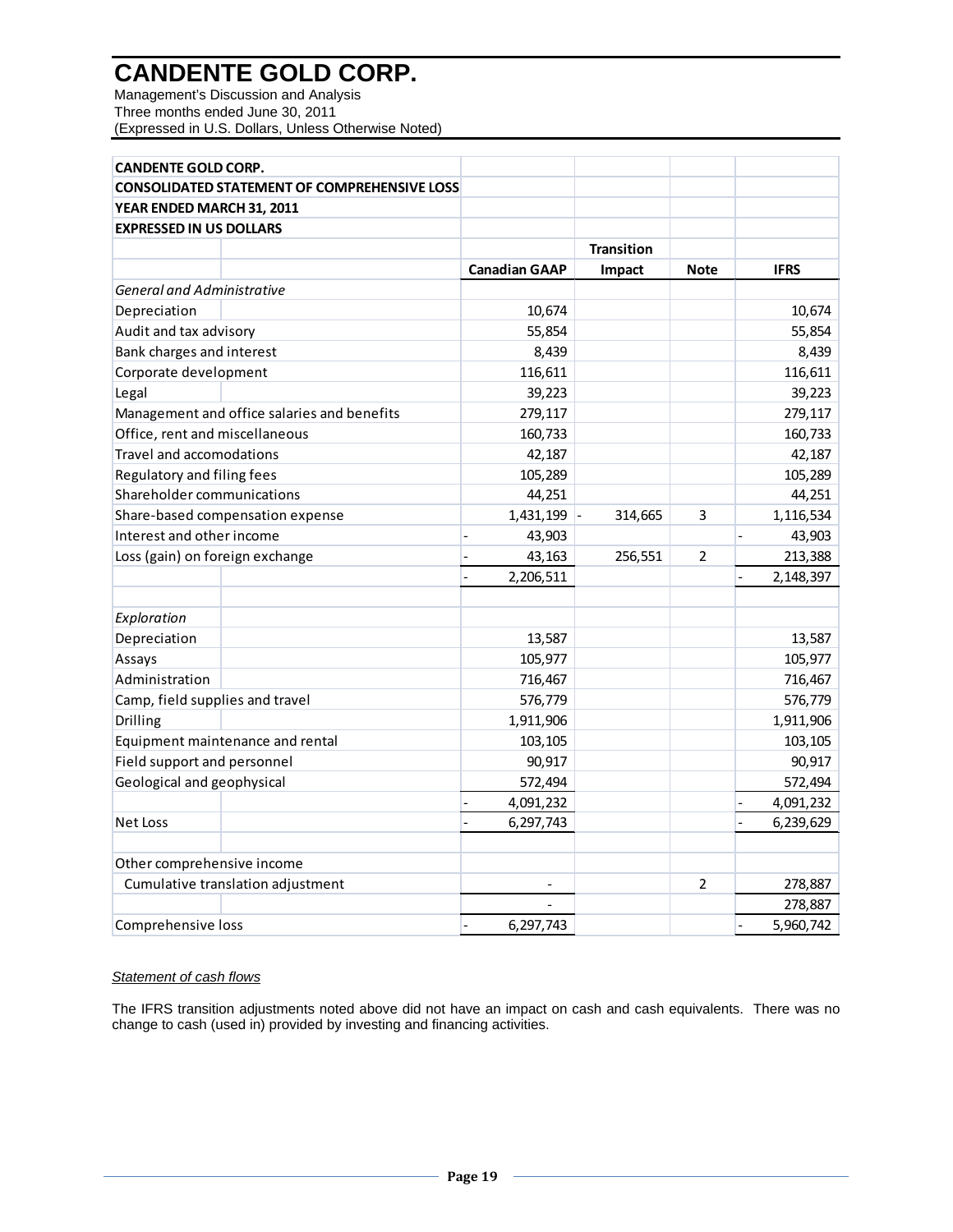# CANDENTE GOLD CORP.

Management's Discussion and Analysis
Three months ended June 30, 2011
(Expressed in U.S. Dollars, Unless Otherwise Noted)

| CANDENTE GOLD CORP. | | | | |
|---|---|---|---|---|
| **CONSOLIDATED STATEMENT OF COMPREHENSIVE LOSS** | | | | |
| **YEAR ENDED MARCH 31, 2011** | | | | |
| **EXPRESSED IN US DOLLARS** | | | | |
| | | **Transition** | | |
| | **Canadian GAAP** | **Impact** | **Note** | **IFRS** |
| *General and Administrative* | | | | |
| Depreciation | 10,674 | | | 10,674 |
| Audit and tax advisory | 55,854 | | | 55,854 |
| Bank charges and interest | 8,439 | | | 8,439 |
| Corporate development | 116,611 | | | 116,611 |
| Legal | 39,223 | | | 39,223 |
| Management and office salaries and benefits | 279,117 | | | 279,117 |
| Office, rent and miscellaneous | 160,733 | | | 160,733 |
| Travel and accomodations | 42,187 | | | 42,187 |
| Regulatory and filing fees | 105,289 | | | 105,289 |
| Shareholder communications | 44,251 | | | 44,251 |
| Share-based compensation expense | 1,431,199 | - 314,665 | 3 | 1,116,534 |
| Interest and other income | - 43,903 | | | - 43,903 |
| Loss (gain) on foreign exchange | - 43,163 | 256,551 | 2 | 213,388 |
| | - 2,206,511 | | | - 2,148,397 |
| | | | | |
| *Exploration* | | | | |
| Depreciation | 13,587 | | | 13,587 |
| Assays | 105,977 | | | 105,977 |
| Administration | 716,467 | | | 716,467 |
| Camp, field supplies and travel | 576,779 | | | 576,779 |
| Drilling | 1,911,906 | | | 1,911,906 |
| Equipment maintenance and rental | 103,105 | | | 103,105 |
| Field support and personnel | 90,917 | | | 90,917 |
| Geological and geophysical | 572,494 | | | 572,494 |
| | - 4,091,232 | | | - 4,091,232 |
| Net Loss | - 6,297,743 | | | - 6,239,629 |
| | | | | |
| Other comprehensive income | | | | |
| Cumulative translation adjustment | - | | 2 | 278,887 |
| | - | | | 278,887 |
| Comprehensive loss | - 6,297,743 | | | - 5,960,742 |

*Statement of cash flows*

The IFRS transition adjustments noted above did not have an impact on cash and cash equivalents. There was no change to cash (used in) provided by investing and financing activities.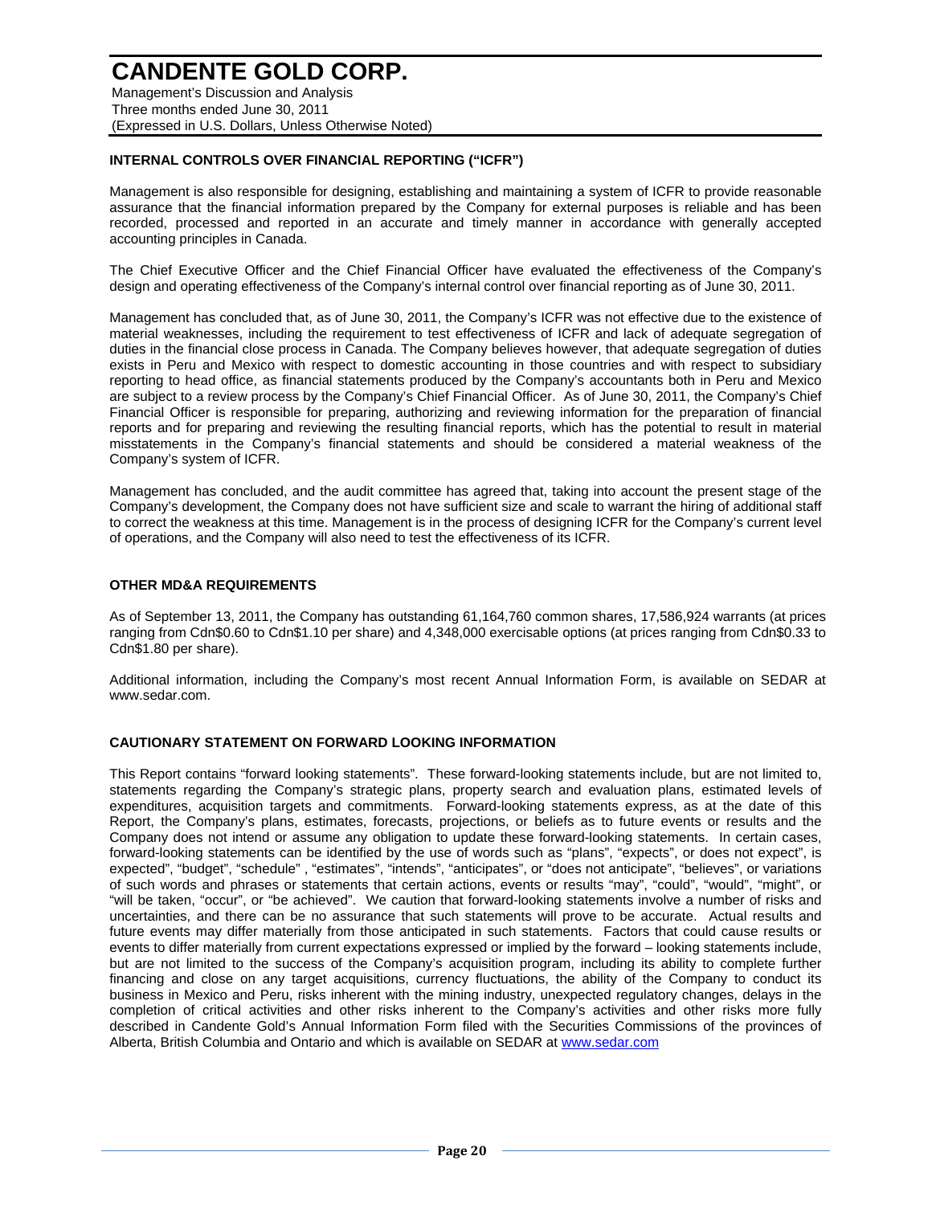## INTERNAL CONTROLS OVER FINANCIAL REPORTING ("ICFR")

Management is also responsible for designing, establishing and maintaining a system of ICFR to provide reasonable assurance that the financial information prepared by the Company for external purposes is reliable and has been recorded, processed and reported in an accurate and timely manner in accordance with generally accepted accounting principles in Canada.

The Chief Executive Officer and the Chief Financial Officer have evaluated the effectiveness of the Company's design and operating effectiveness of the Company's internal control over financial reporting as of June 30, 2011.

Management has concluded that, as of June 30, 2011, the Company's ICFR was not effective due to the existence of material weaknesses, including the requirement to test effectiveness of ICFR and lack of adequate segregation of duties in the financial close process in Canada. The Company believes however, that adequate segregation of duties exists in Peru and Mexico with respect to domestic accounting in those countries and with respect to subsidiary reporting to head office, as financial statements produced by the Company's accountants both in Peru and Mexico are subject to a review process by the Company's Chief Financial Officer. As of June 30, 2011, the Company's Chief Financial Officer is responsible for preparing, authorizing and reviewing information for the preparation of financial reports and for preparing and reviewing the resulting financial reports, which has the potential to result in material misstatements in the Company's financial statements and should be considered a material weakness of the Company's system of ICFR.

Management has concluded, and the audit committee has agreed that, taking into account the present stage of the Company's development, the Company does not have sufficient size and scale to warrant the hiring of additional staff to correct the weakness at this time. Management is in the process of designing ICFR for the Company's current level of operations, and the Company will also need to test the effectiveness of its ICFR.

## OTHER MD&A REQUIREMENTS

As of September 13, 2011, the Company has outstanding 61,164,760 common shares, 17,586,924 warrants (at prices ranging from Cdn$0.60 to Cdn$1.10 per share) and 4,348,000 exercisable options (at prices ranging from Cdn$0.33 to Cdn$1.80 per share).

Additional information, including the Company's most recent Annual Information Form, is available on SEDAR at www.sedar.com.

## CAUTIONARY STATEMENT ON FORWARD LOOKING INFORMATION

This Report contains "forward looking statements". These forward-looking statements include, but are not limited to, statements regarding the Company's strategic plans, property search and evaluation plans, estimated levels of expenditures, acquisition targets and commitments. Forward-looking statements express, as at the date of this Report, the Company's plans, estimates, forecasts, projections, or beliefs as to future events or results and the Company does not intend or assume any obligation to update these forward-looking statements. In certain cases, forward-looking statements can be identified by the use of words such as "plans", "expects", or does not expect", is expected", "budget", "schedule" , "estimates", "intends", "anticipates", or "does not anticipate", "believes", or variations of such words and phrases or statements that certain actions, events or results "may", "could", "would", "might", or "will be taken, "occur", or "be achieved". We caution that forward-looking statements involve a number of risks and uncertainties, and there can be no assurance that such statements will prove to be accurate. Actual results and future events may differ materially from those anticipated in such statements. Factors that could cause results or events to differ materially from current expectations expressed or implied by the forward – looking statements include, but are not limited to the success of the Company's acquisition program, including its ability to complete further financing and close on any target acquisitions, currency fluctuations, the ability of the Company to conduct its business in Mexico and Peru, risks inherent with the mining industry, unexpected regulatory changes, delays in the completion of critical activities and other risks inherent to the Company's activities and other risks more fully described in Candente Gold's Annual Information Form filed with the Securities Commissions of the provinces of Alberta, British Columbia and Ontario and which is available on SEDAR at www.sedar.com